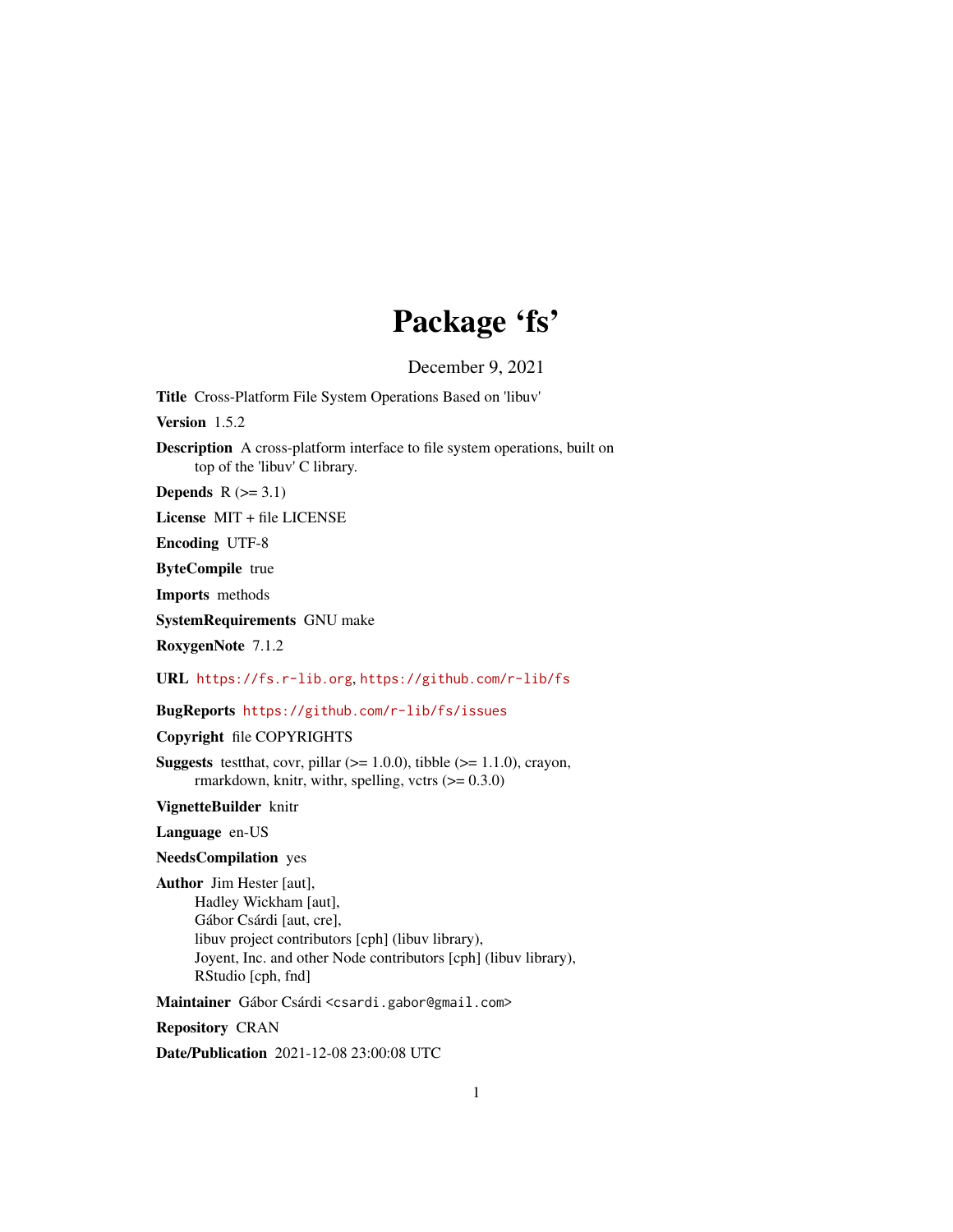# Package 'fs'

December 9, 2021

**Title** Cross-Platform File System Operations Based on 'libuv'

**Version** 1.5.2

**Description** A cross-platform interface to file system operations, built on top of the 'libuv' C library.

**Depends** R (>= 3.1)

**License** MIT + file LICENSE

**Encoding** UTF-8

**ByteCompile** true

**Imports** methods

**SystemRequirements** GNU make

**RoxygenNote** 7.1.2

**URL** https://fs.r-lib.org, https://github.com/r-lib/fs

**BugReports** https://github.com/r-lib/fs/issues

**Copyright** file COPYRIGHTS

**Suggests** testthat, covr, pillar (>= 1.0.0), tibble (>= 1.1.0), crayon, rmarkdown, knitr, withr, spelling, vctrs (>= 0.3.0)

**VignetteBuilder** knitr

**Language** en-US

**NeedsCompilation** yes

**Author** Jim Hester [aut],
Hadley Wickham [aut],
Gábor Csárdi [aut, cre],
libuv project contributors [cph] (libuv library),
Joyent, Inc. and other Node contributors [cph] (libuv library),
RStudio [cph, fnd]

**Maintainer** Gábor Csárdi <csardi.gabor@gmail.com>

**Repository** CRAN

**Date/Publication** 2021-12-08 23:00:08 UTC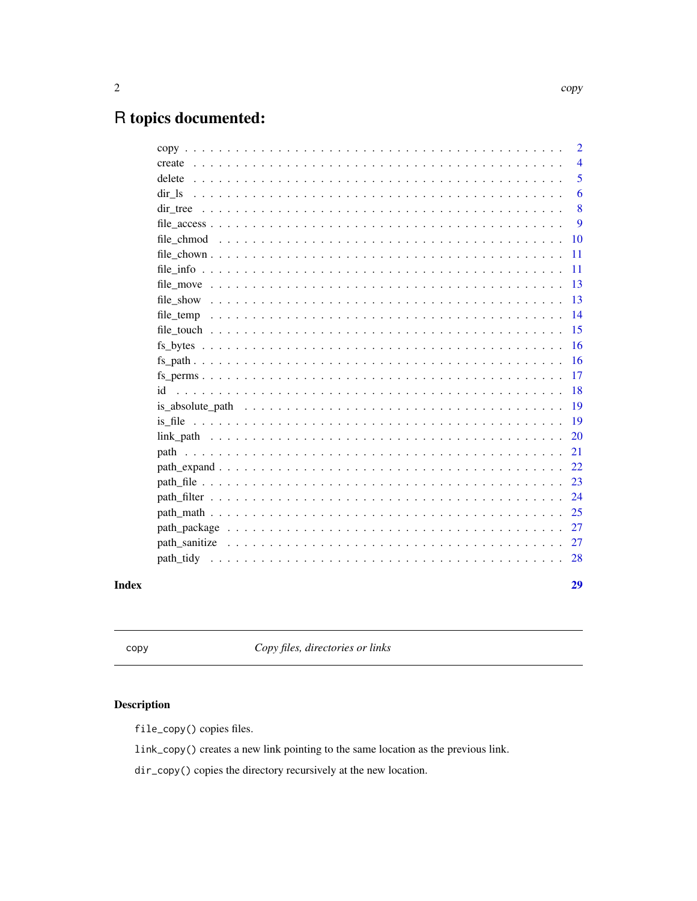# R topics documented:

| | |
|---|---|
| copy | 2 |
| create | 4 |
| delete | 5 |
| dir_ls | 6 |
| dir_tree | 8 |
| file_access | 9 |
| file_chmod | 10 |
| file_chown | 11 |
| file_info | 11 |
| file_move | 13 |
| file_show | 13 |
| file_temp | 14 |
| file_touch | 15 |
| fs_bytes | 16 |
| fs_path | 16 |
| fs_perms | 17 |
| id | 18 |
| is_absolute_path | 19 |
| is_file | 19 |
| link_path | 20 |
| path | 21 |
| path_expand | 22 |
| path_file | 23 |
| path_filter | 24 |
| path_math | 25 |
| path_package | 27 |
| path_sanitize | 27 |
| path_tidy | 28 |

**Index** **29**

---

`copy` *Copy files, directories or links*

---

## Description

`file_copy()` copies files.

`link_copy()` creates a new link pointing to the same location as the previous link.

`dir_copy()` copies the directory recursively at the new location.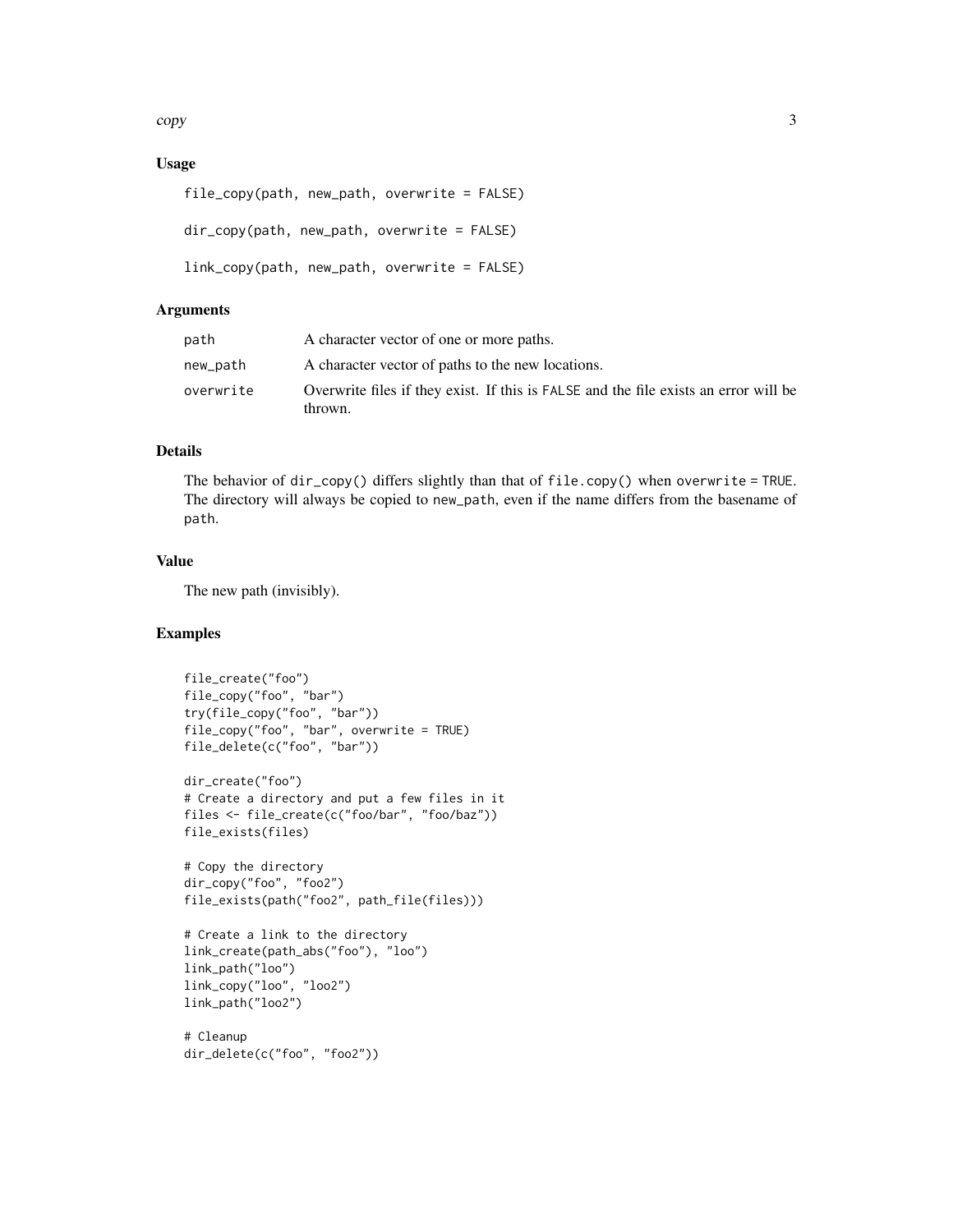### Usage

```
file_copy(path, new_path, overwrite = FALSE)

dir_copy(path, new_path, overwrite = FALSE)

link_copy(path, new_path, overwrite = FALSE)
```

### Arguments

| | |
|---|---|
| `path` | A character vector of one or more paths. |
| `new_path` | A character vector of paths to the new locations. |
| `overwrite` | Overwrite files if they exist. If this is `FALSE` and the file exists an error will be thrown. |

### Details

The behavior of `dir_copy()` differs slightly than that of `file.copy()` when `overwrite = TRUE`. The directory will always be copied to `new_path`, even if the name differs from the basename of `path`.

### Value

The new path (invisibly).

### Examples

```
file_create("foo")
file_copy("foo", "bar")
try(file_copy("foo", "bar"))
file_copy("foo", "bar", overwrite = TRUE)
file_delete(c("foo", "bar"))

dir_create("foo")
# Create a directory and put a few files in it
files <- file_create(c("foo/bar", "foo/baz"))
file_exists(files)

# Copy the directory
dir_copy("foo", "foo2")
file_exists(path("foo2", path_file(files)))

# Create a link to the directory
link_create(path_abs("foo"), "loo")
link_path("loo")
link_copy("loo", "loo2")
link_path("loo2")

# Cleanup
dir_delete(c("foo", "foo2"))
```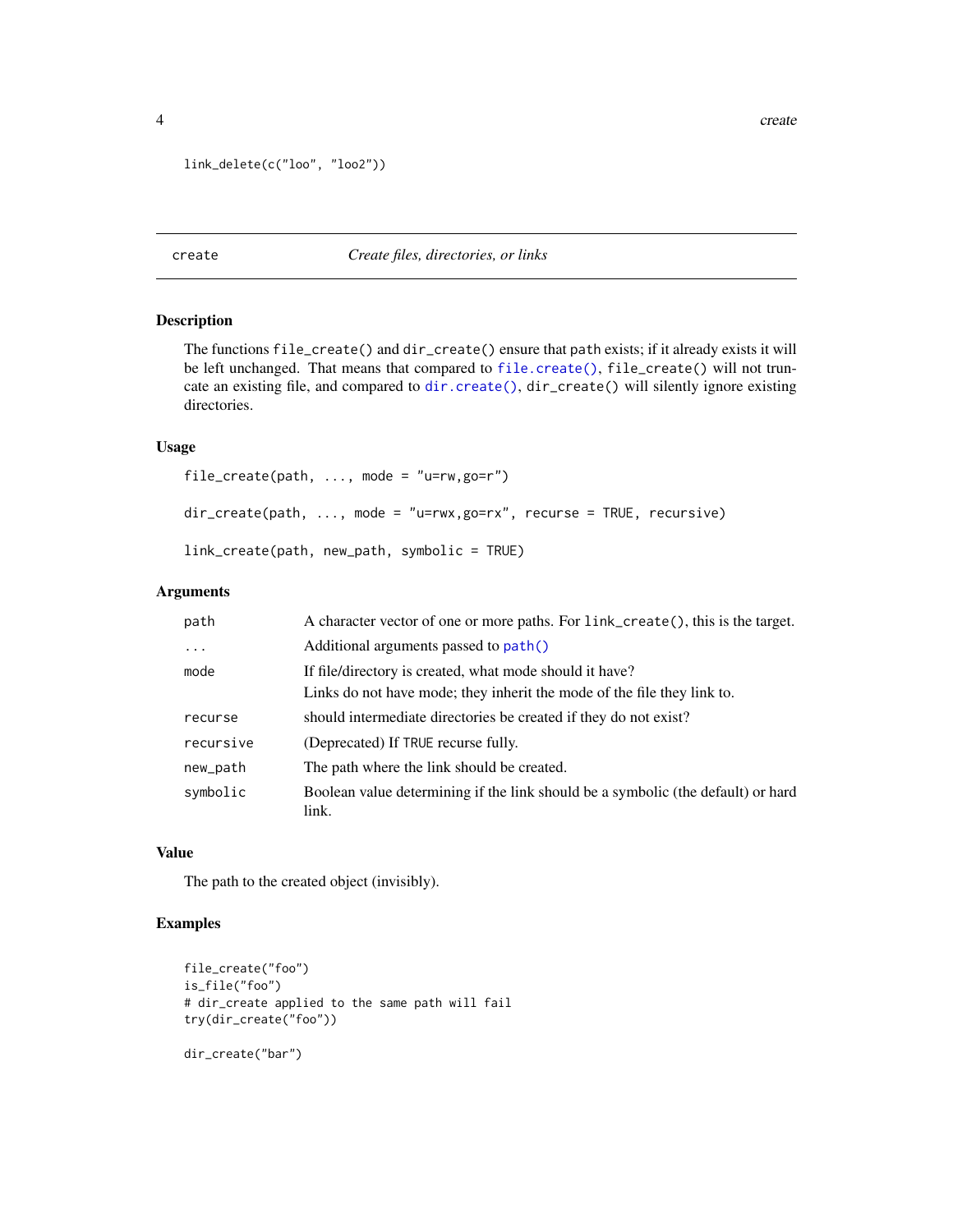```
link_delete(c("loo", "loo2"))
```

## create — *Create files, directories, or links*

### Description

The functions `file_create()` and `dir_create()` ensure that `path` exists; if it already exists it will be left unchanged. That means that compared to `file.create()`, `file_create()` will not truncate an existing file, and compared to `dir.create()`, `dir_create()` will silently ignore existing directories.

### Usage

```
file_create(path, ..., mode = "u=rw,go=r")

dir_create(path, ..., mode = "u=rwx,go=rx", recurse = TRUE, recursive)

link_create(path, new_path, symbolic = TRUE)
```

### Arguments

| | |
|---|---|
| `path` | A character vector of one or more paths. For `link_create()`, this is the target. |
| `...` | Additional arguments passed to `path()` |
| `mode` | If file/directory is created, what mode should it have? Links do not have mode; they inherit the mode of the file they link to. |
| `recurse` | should intermediate directories be created if they do not exist? |
| `recursive` | (Deprecated) If `TRUE` recurse fully. |
| `new_path` | The path where the link should be created. |
| `symbolic` | Boolean value determining if the link should be a symbolic (the default) or hard link. |

### Value

The path to the created object (invisibly).

### Examples

```
file_create("foo")
is_file("foo")
# dir_create applied to the same path will fail
try(dir_create("foo"))

dir_create("bar")
```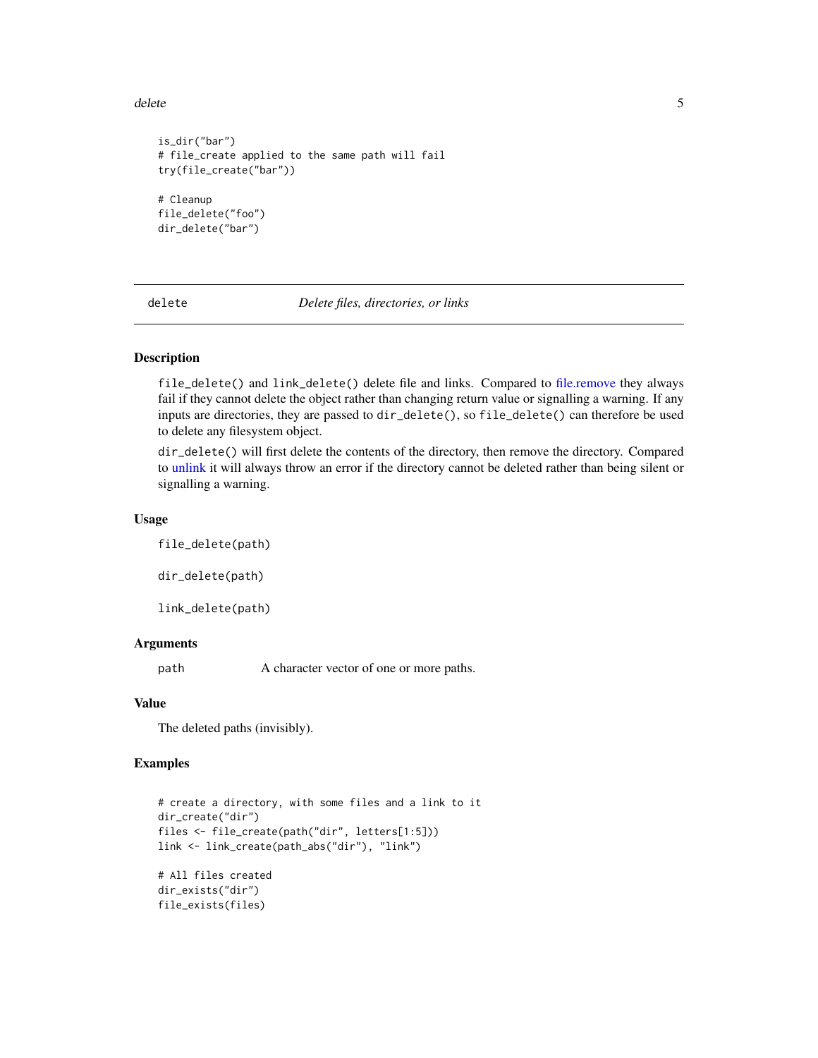```
is_dir("bar")
# file_create applied to the same path will fail
try(file_create("bar"))

# Cleanup
file_delete("foo")
dir_delete("bar")
```

## delete — *Delete files, directories, or links*

### Description

`file_delete()` and `link_delete()` delete file and links. Compared to file.remove they always fail if they cannot delete the object rather than changing return value or signalling a warning. If any inputs are directories, they are passed to `dir_delete()`, so `file_delete()` can therefore be used to delete any filesystem object.

`dir_delete()` will first delete the contents of the directory, then remove the directory. Compared to unlink it will always throw an error if the directory cannot be deleted rather than being silent or signalling a warning.

### Usage

```
file_delete(path)

dir_delete(path)

link_delete(path)
```

### Arguments

| | |
|---|---|
| path | A character vector of one or more paths. |

### Value

The deleted paths (invisibly).

### Examples

```
# create a directory, with some files and a link to it
dir_create("dir")
files <- file_create(path("dir", letters[1:5]))
link <- link_create(path_abs("dir"), "link")

# All files created
dir_exists("dir")
file_exists(files)
```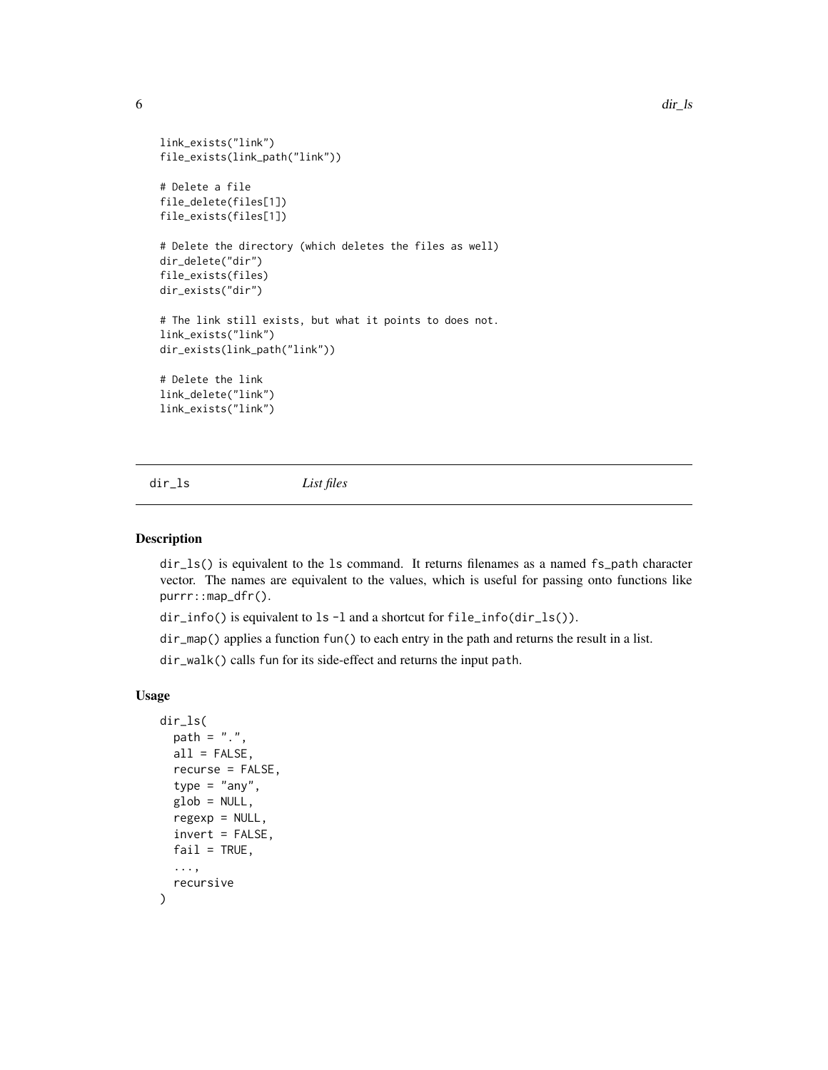```
link_exists("link")
file_exists(link_path("link"))

# Delete a file
file_delete(files[1])
file_exists(files[1])

# Delete the directory (which deletes the files as well)
dir_delete("dir")
file_exists(files)
dir_exists("dir")

# The link still exists, but what it points to does not.
link_exists("link")
dir_exists(link_path("link"))

# Delete the link
link_delete("link")
link_exists("link")
```

## dir_ls — *List files*

### Description

`dir_ls()` is equivalent to the `ls` command. It returns filenames as a named `fs_path` character vector. The names are equivalent to the values, which is useful for passing onto functions like `purrr::map_dfr()`.

`dir_info()` is equivalent to `ls -l` and a shortcut for `file_info(dir_ls())`.

`dir_map()` applies a function `fun()` to each entry in the path and returns the result in a list.

`dir_walk()` calls `fun` for its side-effect and returns the input `path`.

### Usage

```
dir_ls(
  path = ".",
  all = FALSE,
  recurse = FALSE,
  type = "any",
  glob = NULL,
  regexp = NULL,
  invert = FALSE,
  fail = TRUE,
  ...,
  recursive
)
```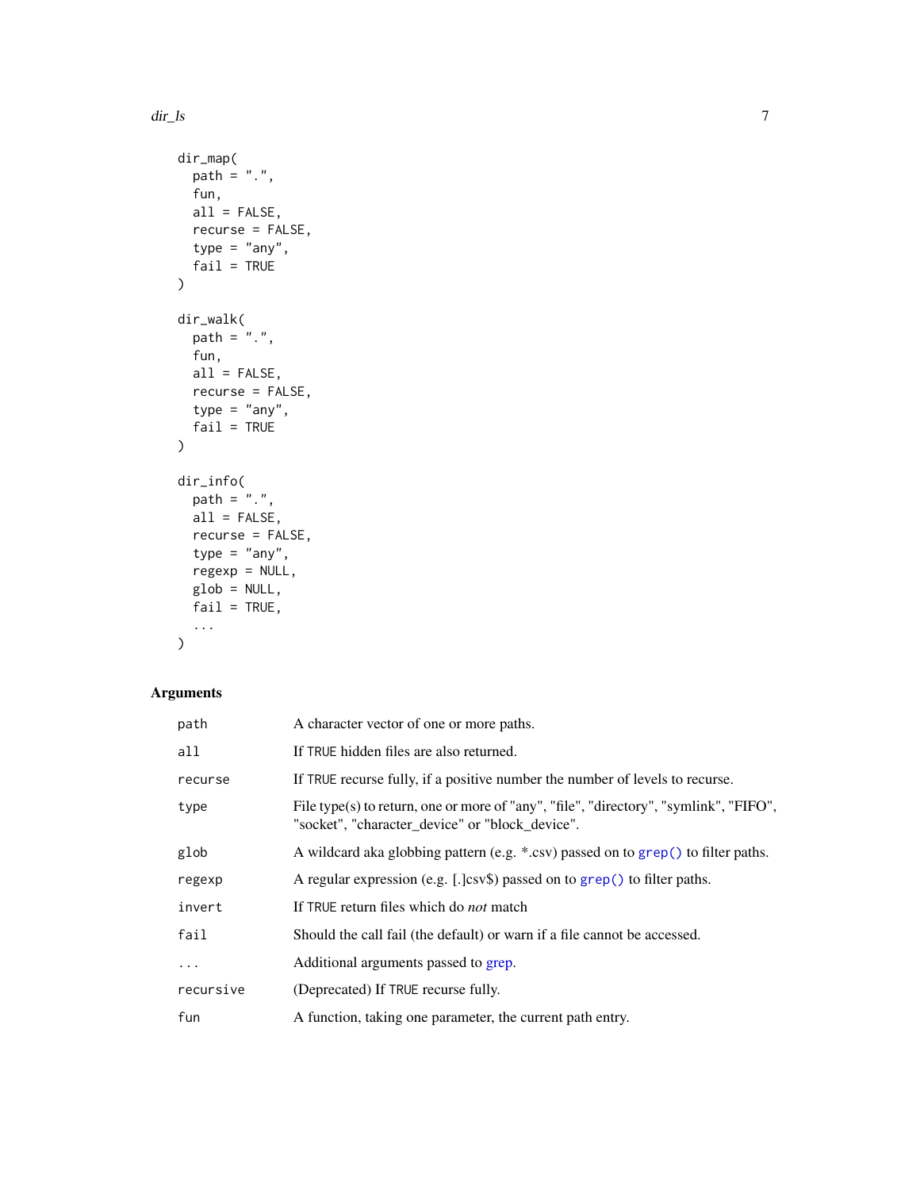```
dir_map(
  path = ".",
  fun,
  all = FALSE,
  recurse = FALSE,
  type = "any",
  fail = TRUE
)

dir_walk(
  path = ".",
  fun,
  all = FALSE,
  recurse = FALSE,
  type = "any",
  fail = TRUE
)

dir_info(
  path = ".",
  all = FALSE,
  recurse = FALSE,
  type = "any",
  regexp = NULL,
  glob = NULL,
  fail = TRUE,
  ...
)
```

## Arguments

| Argument | Description |
|---|---|
| `path` | A character vector of one or more paths. |
| `all` | If `TRUE` hidden files are also returned. |
| `recurse` | If `TRUE` recurse fully, if a positive number the number of levels to recurse. |
| `type` | File type(s) to return, one or more of "any", "file", "directory", "symlink", "FIFO", "socket", "character_device" or "block_device". |
| `glob` | A wildcard aka globbing pattern (e.g. *.csv) passed on to `grep()` to filter paths. |
| `regexp` | A regular expression (e.g. [.]csv$) passed on to `grep()` to filter paths. |
| `invert` | If `TRUE` return files which do *not* match |
| `fail` | Should the call fail (the default) or warn if a file cannot be accessed. |
| `...` | Additional arguments passed to grep. |
| `recursive` | (Deprecated) If `TRUE` recurse fully. |
| `fun` | A function, taking one parameter, the current path entry. |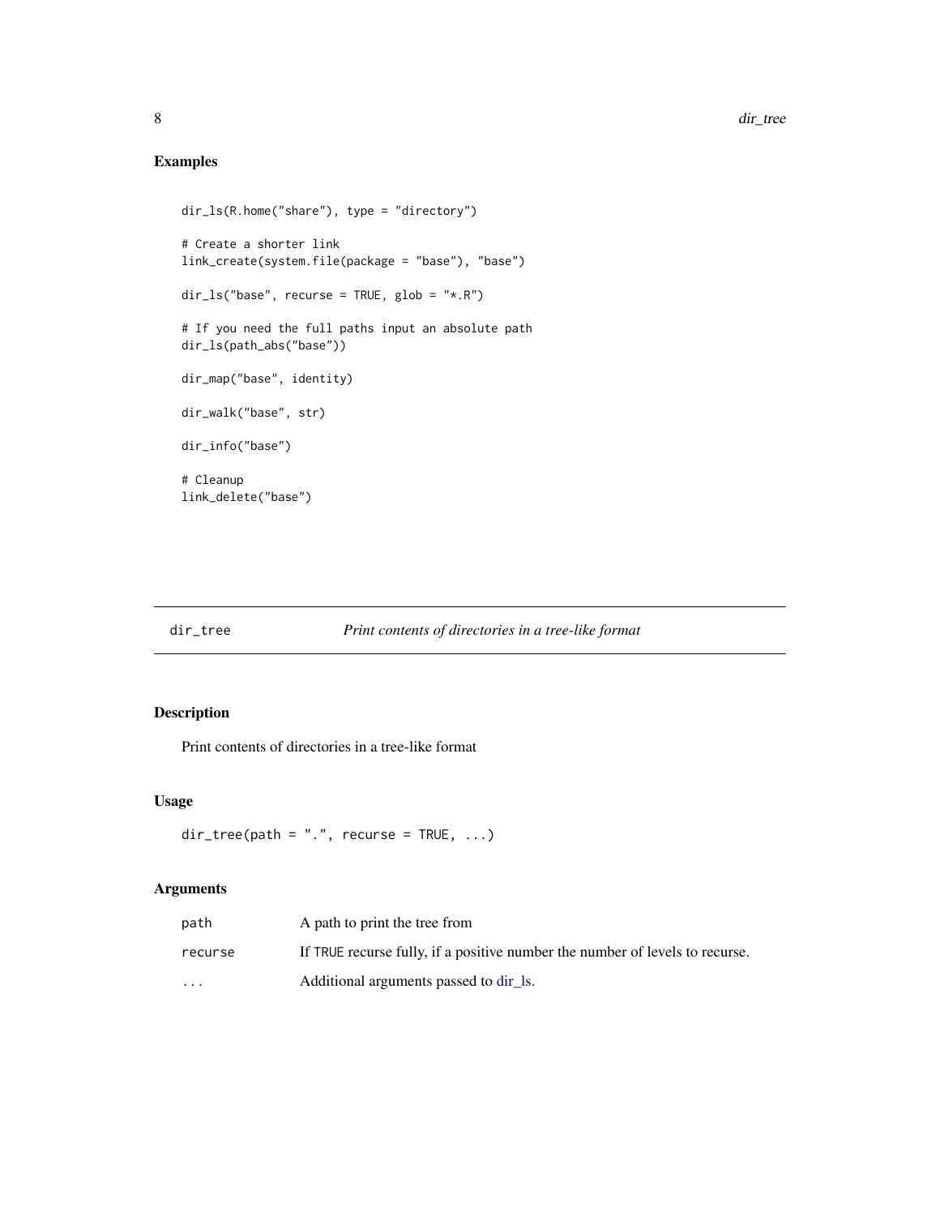## Examples

```
dir_ls(R.home("share"), type = "directory")

# Create a shorter link
link_create(system.file(package = "base"), "base")

dir_ls("base", recurse = TRUE, glob = "*.R")

# If you need the full paths input an absolute path
dir_ls(path_abs("base"))

dir_map("base", identity)

dir_walk("base", str)

dir_info("base")

# Cleanup
link_delete("base")
```

---

# dir_tree &nbsp;&nbsp;&nbsp;&nbsp; *Print contents of directories in a tree-like format*

---

## Description

Print contents of directories in a tree-like format

## Usage

```
dir_tree(path = ".", recurse = TRUE, ...)
```

## Arguments

| | |
|---|---|
| path | A path to print the tree from |
| recurse | If TRUE recurse fully, if a positive number the number of levels to recurse. |
| ... | Additional arguments passed to dir_ls. |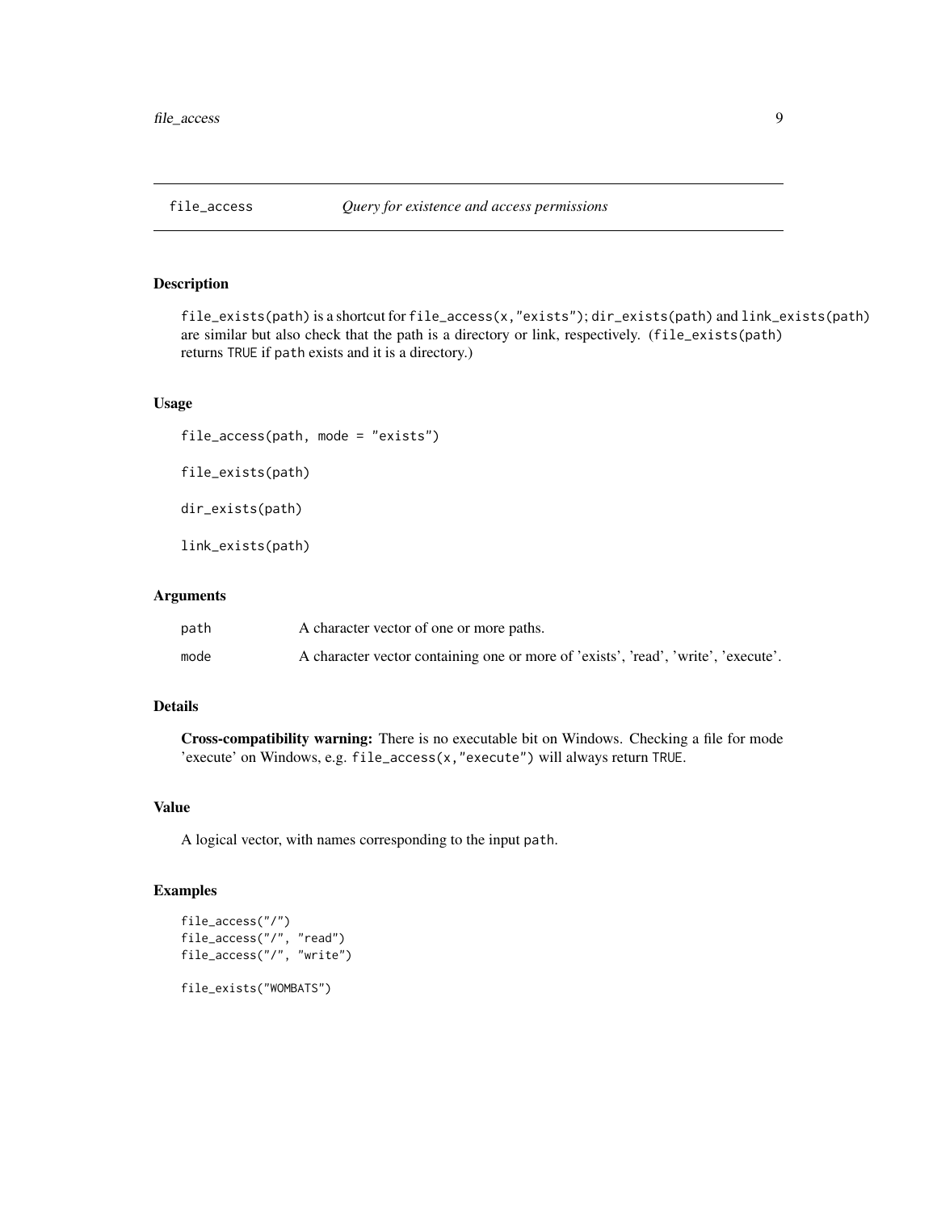## file_access — *Query for existence and access permissions*

### Description

`file_exists(path)` is a shortcut for `file_access(x,"exists")`; `dir_exists(path)` and `link_exists(path)` are similar but also check that the path is a directory or link, respectively. (`file_exists(path)` returns `TRUE` if `path` exists and it is a directory.)

### Usage

```
file_access(path, mode = "exists")

file_exists(path)

dir_exists(path)

link_exists(path)
```

### Arguments

| | |
|---|---|
| `path` | A character vector of one or more paths. |
| `mode` | A character vector containing one or more of 'exists', 'read', 'write', 'execute'. |

### Details

**Cross-compatibility warning:** There is no executable bit on Windows. Checking a file for mode 'execute' on Windows, e.g. `file_access(x,"execute")` will always return `TRUE`.

### Value

A logical vector, with names corresponding to the input `path`.

### Examples

```
file_access("/")
file_access("/", "read")
file_access("/", "write")

file_exists("WOMBATS")
```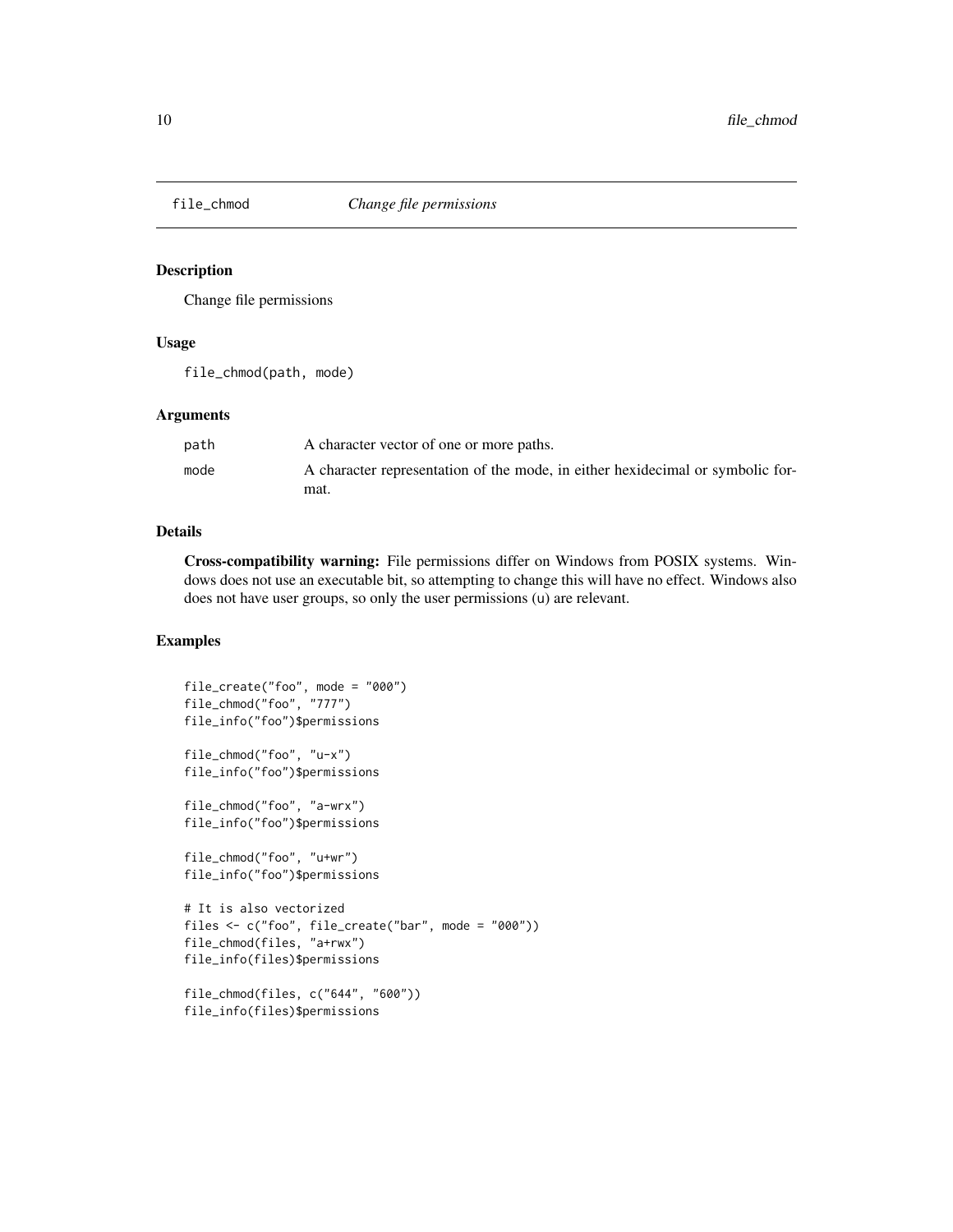# file_chmod *Change file permissions*

## Description

Change file permissions

## Usage

```
file_chmod(path, mode)
```

## Arguments

| | |
|---|---|
| path | A character vector of one or more paths. |
| mode | A character representation of the mode, in either hexidecimal or symbolic format. |

## Details

**Cross-compatibility warning:** File permissions differ on Windows from POSIX systems. Windows does not use an executable bit, so attempting to change this will have no effect. Windows also does not have user groups, so only the user permissions (u) are relevant.

## Examples

```
file_create("foo", mode = "000")
file_chmod("foo", "777")
file_info("foo")$permissions

file_chmod("foo", "u-x")
file_info("foo")$permissions

file_chmod("foo", "a-wrx")
file_info("foo")$permissions

file_chmod("foo", "u+wr")
file_info("foo")$permissions

# It is also vectorized
files <- c("foo", file_create("bar", mode = "000"))
file_chmod(files, "a+rwx")
file_info(files)$permissions

file_chmod(files, c("644", "600"))
file_info(files)$permissions
```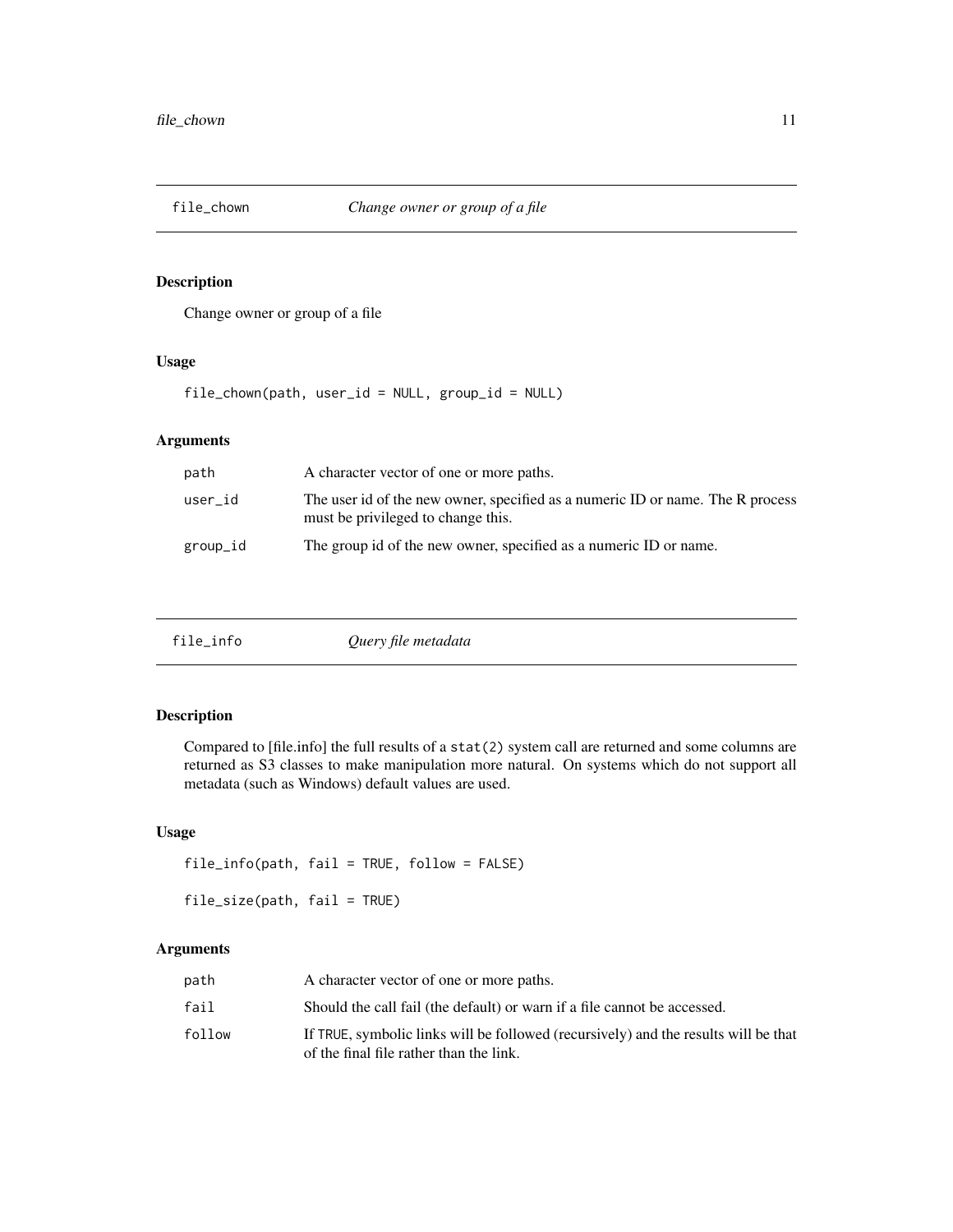## file_chown — *Change owner or group of a file*

### Description

Change owner or group of a file

### Usage

```
file_chown(path, user_id = NULL, group_id = NULL)
```

### Arguments

| | |
|---|---|
| path | A character vector of one or more paths. |
| user_id | The user id of the new owner, specified as a numeric ID or name. The R process must be privileged to change this. |
| group_id | The group id of the new owner, specified as a numeric ID or name. |

## file_info — *Query file metadata*

### Description

Compared to [file.info] the full results of a `stat(2)` system call are returned and some columns are returned as S3 classes to make manipulation more natural. On systems which do not support all metadata (such as Windows) default values are used.

### Usage

```
file_info(path, fail = TRUE, follow = FALSE)

file_size(path, fail = TRUE)
```

### Arguments

| | |
|---|---|
| path | A character vector of one or more paths. |
| fail | Should the call fail (the default) or warn if a file cannot be accessed. |
| follow | If `TRUE`, symbolic links will be followed (recursively) and the results will be that of the final file rather than the link. |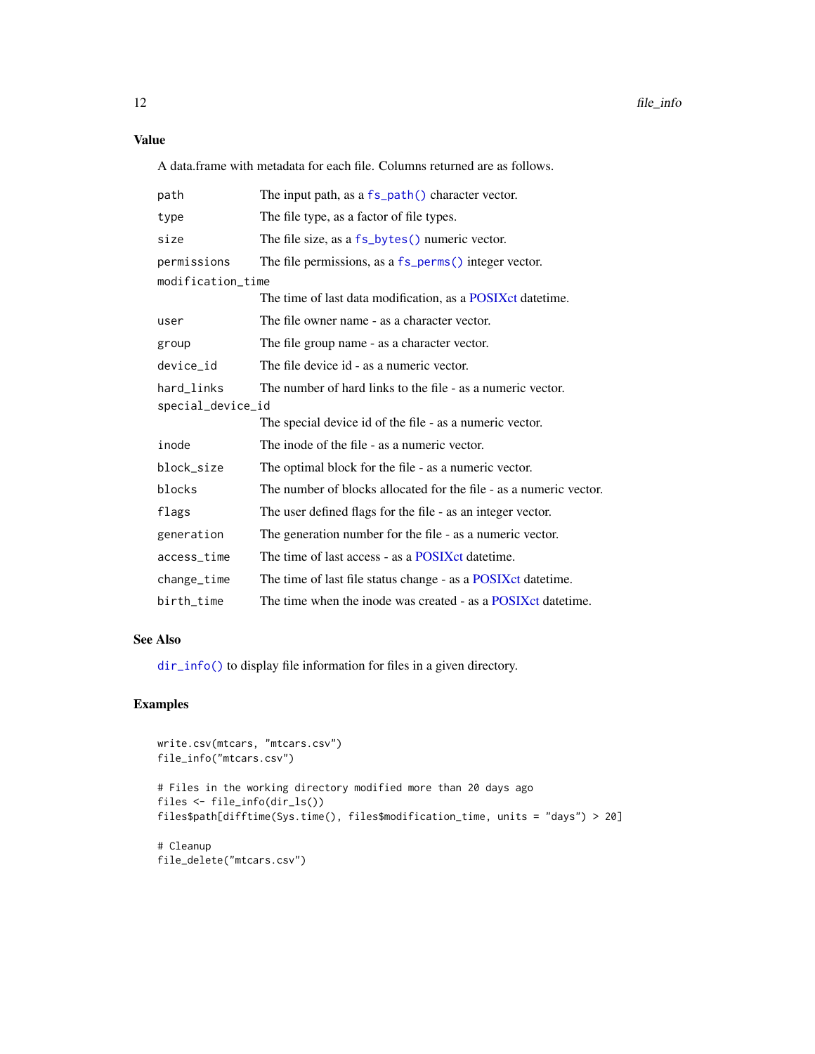## Value

A data.frame with metadata for each file. Columns returned are as follows.

| | |
|---|---|
| `path` | The input path, as a `fs_path()` character vector. |
| `type` | The file type, as a factor of file types. |
| `size` | The file size, as a `fs_bytes()` numeric vector. |
| `permissions` | The file permissions, as a `fs_perms()` integer vector. |
| `modification_time` | The time of last data modification, as a POSIXct datetime. |
| `user` | The file owner name - as a character vector. |
| `group` | The file group name - as a character vector. |
| `device_id` | The file device id - as a numeric vector. |
| `hard_links` | The number of hard links to the file - as a numeric vector. |
| `special_device_id` | The special device id of the file - as a numeric vector. |
| `inode` | The inode of the file - as a numeric vector. |
| `block_size` | The optimal block for the file - as a numeric vector. |
| `blocks` | The number of blocks allocated for the file - as a numeric vector. |
| `flags` | The user defined flags for the file - as an integer vector. |
| `generation` | The generation number for the file - as a numeric vector. |
| `access_time` | The time of last access - as a POSIXct datetime. |
| `change_time` | The time of last file status change - as a POSIXct datetime. |
| `birth_time` | The time when the inode was created - as a POSIXct datetime. |

## See Also

`dir_info()` to display file information for files in a given directory.

## Examples

```
write.csv(mtcars, "mtcars.csv")
file_info("mtcars.csv")

# Files in the working directory modified more than 20 days ago
files <- file_info(dir_ls())
files$path[difftime(Sys.time(), files$modification_time, units = "days") > 20]

# Cleanup
file_delete("mtcars.csv")
```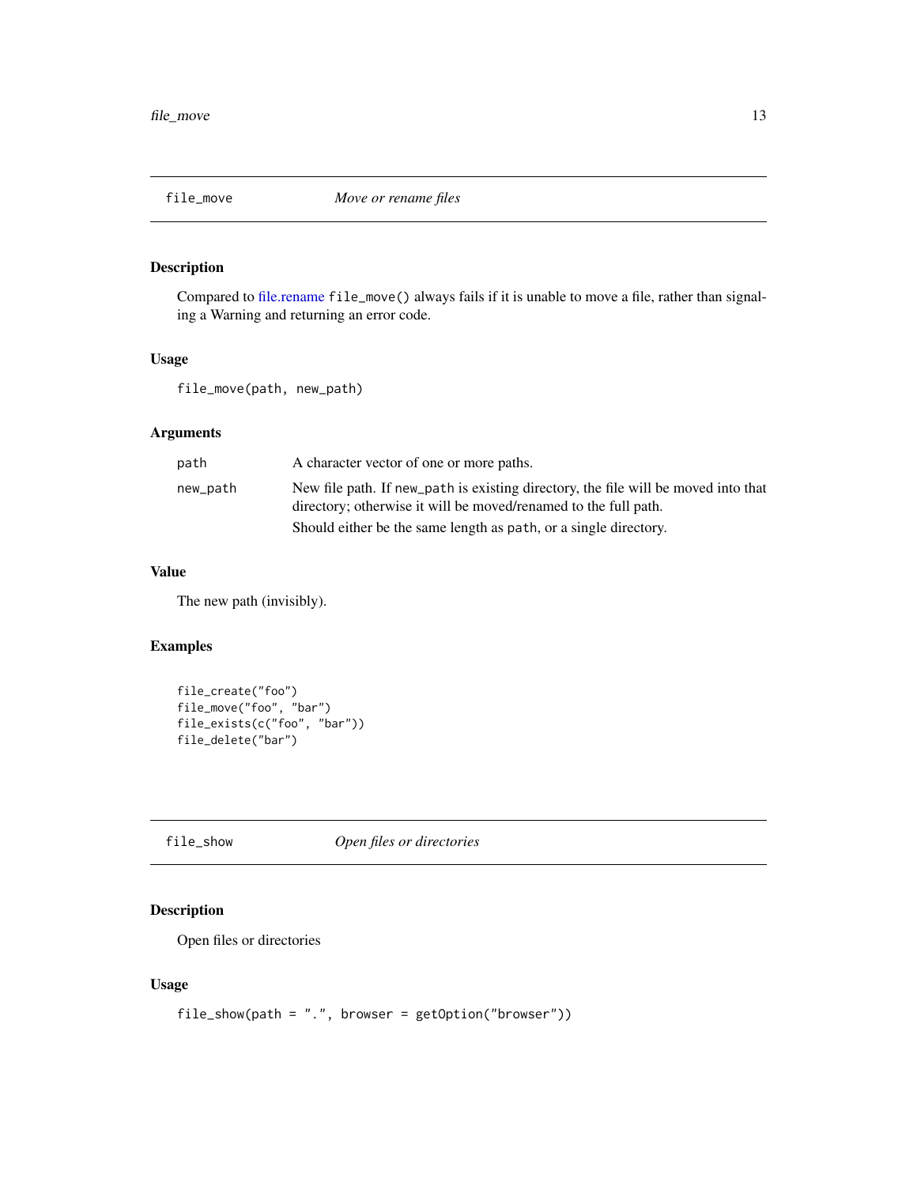## file_move — *Move or rename files*

### Description

Compared to file.rename `file_move()` always fails if it is unable to move a file, rather than signaling a Warning and returning an error code.

### Usage

```
file_move(path, new_path)
```

### Arguments

| | |
|---|---|
| `path` | A character vector of one or more paths. |
| `new_path` | New file path. If `new_path` is existing directory, the file will be moved into that directory; otherwise it will be moved/renamed to the full path.<br>Should either be the same length as `path`, or a single directory. |

### Value

The new path (invisibly).

### Examples

```
file_create("foo")
file_move("foo", "bar")
file_exists(c("foo", "bar"))
file_delete("bar")
```

## file_show — *Open files or directories*

### Description

Open files or directories

### Usage

```
file_show(path = ".", browser = getOption("browser"))
```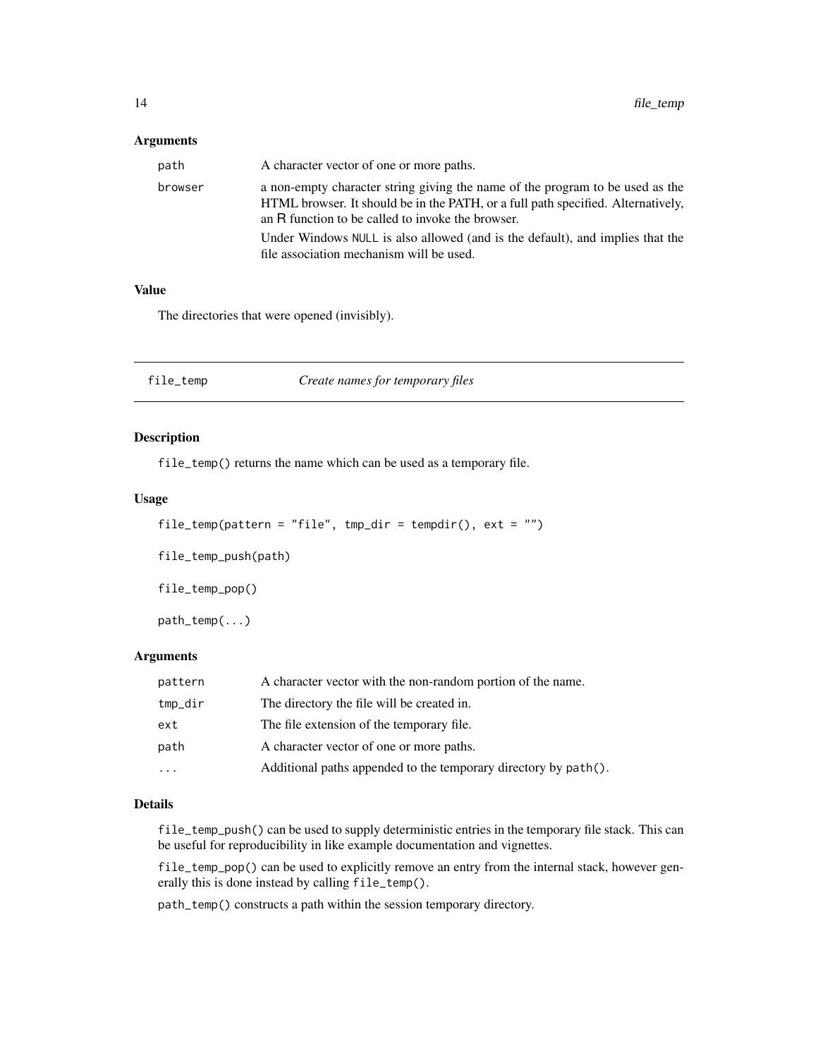### Arguments

| | |
|---|---|
| `path` | A character vector of one or more paths. |
| `browser` | a non-empty character string giving the name of the program to be used as the HTML browser. It should be in the PATH, or a full path specified. Alternatively, an R function to be called to invoke the browser.<br>Under Windows `NULL` is also allowed (and is the default), and implies that the file association mechanism will be used. |

### Value

The directories that were opened (invisibly).

---

## file_temp — *Create names for temporary files*

---

### Description

`file_temp()` returns the name which can be used as a temporary file.

### Usage

```
file_temp(pattern = "file", tmp_dir = tempdir(), ext = "")

file_temp_push(path)

file_temp_pop()

path_temp(...)
```

### Arguments

| | |
|---|---|
| `pattern` | A character vector with the non-random portion of the name. |
| `tmp_dir` | The directory the file will be created in. |
| `ext` | The file extension of the temporary file. |
| `path` | A character vector of one or more paths. |
| `...` | Additional paths appended to the temporary directory by `path()`. |

### Details

`file_temp_push()` can be used to supply deterministic entries in the temporary file stack. This can be useful for reproducibility in like example documentation and vignettes.

`file_temp_pop()` can be used to explicitly remove an entry from the internal stack, however generally this is done instead by calling `file_temp()`.

`path_temp()` constructs a path within the session temporary directory.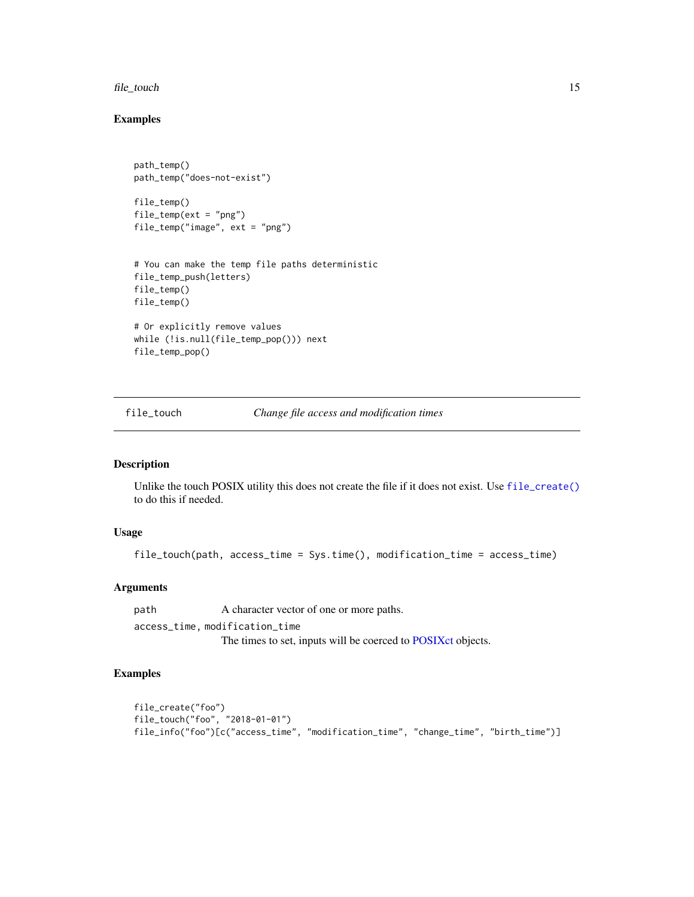### Examples

```
path_temp()
path_temp("does-not-exist")

file_temp()
file_temp(ext = "png")
file_temp("image", ext = "png")


# You can make the temp file paths deterministic
file_temp_push(letters)
file_temp()
file_temp()

# Or explicitly remove values
while (!is.null(file_temp_pop())) next
file_temp_pop()
```

---

## file_touch — *Change file access and modification times*

---

### Description

Unlike the touch POSIX utility this does not create the file if it does not exist. Use `file_create()` to do this if needed.

### Usage

```
file_touch(path, access_time = Sys.time(), modification_time = access_time)
```

### Arguments

| | |
|---|---|
| `path` | A character vector of one or more paths. |
| `access_time, modification_time` | The times to set, inputs will be coerced to POSIXct objects. |

### Examples

```
file_create("foo")
file_touch("foo", "2018-01-01")
file_info("foo")[c("access_time", "modification_time", "change_time", "birth_time")]
```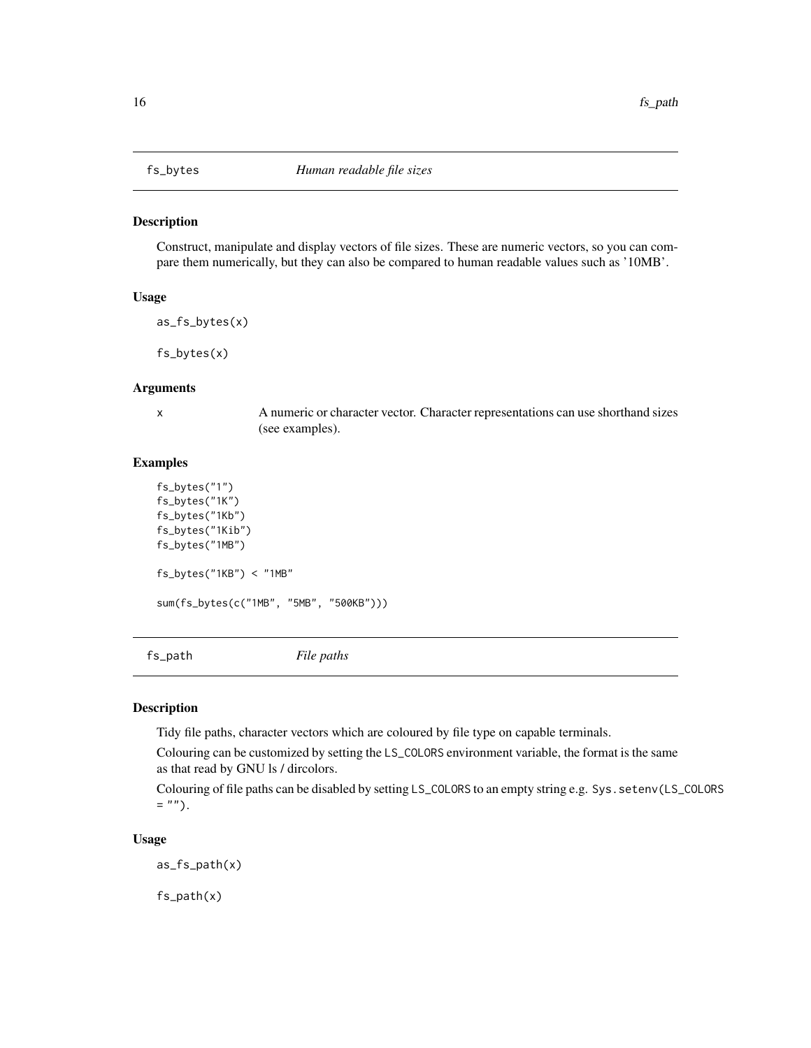## fs_bytes *Human readable file sizes*

### Description

Construct, manipulate and display vectors of file sizes. These are numeric vectors, so you can compare them numerically, but they can also be compared to human readable values such as '10MB'.

### Usage

```
as_fs_bytes(x)

fs_bytes(x)
```

### Arguments

| | |
|---|---|
| x | A numeric or character vector. Character representations can use shorthand sizes (see examples). |

### Examples

```
fs_bytes("1")
fs_bytes("1K")
fs_bytes("1Kb")
fs_bytes("1Kib")
fs_bytes("1MB")

fs_bytes("1KB") < "1MB"

sum(fs_bytes(c("1MB", "5MB", "500KB")))
```

## fs_path *File paths*

### Description

Tidy file paths, character vectors which are coloured by file type on capable terminals.

Colouring can be customized by setting the `LS_COLORS` environment variable, the format is the same as that read by GNU ls / dircolors.

Colouring of file paths can be disabled by setting `LS_COLORS` to an empty string e.g. `Sys.setenv(LS_COLORS = "")`.

### Usage

```
as_fs_path(x)

fs_path(x)
```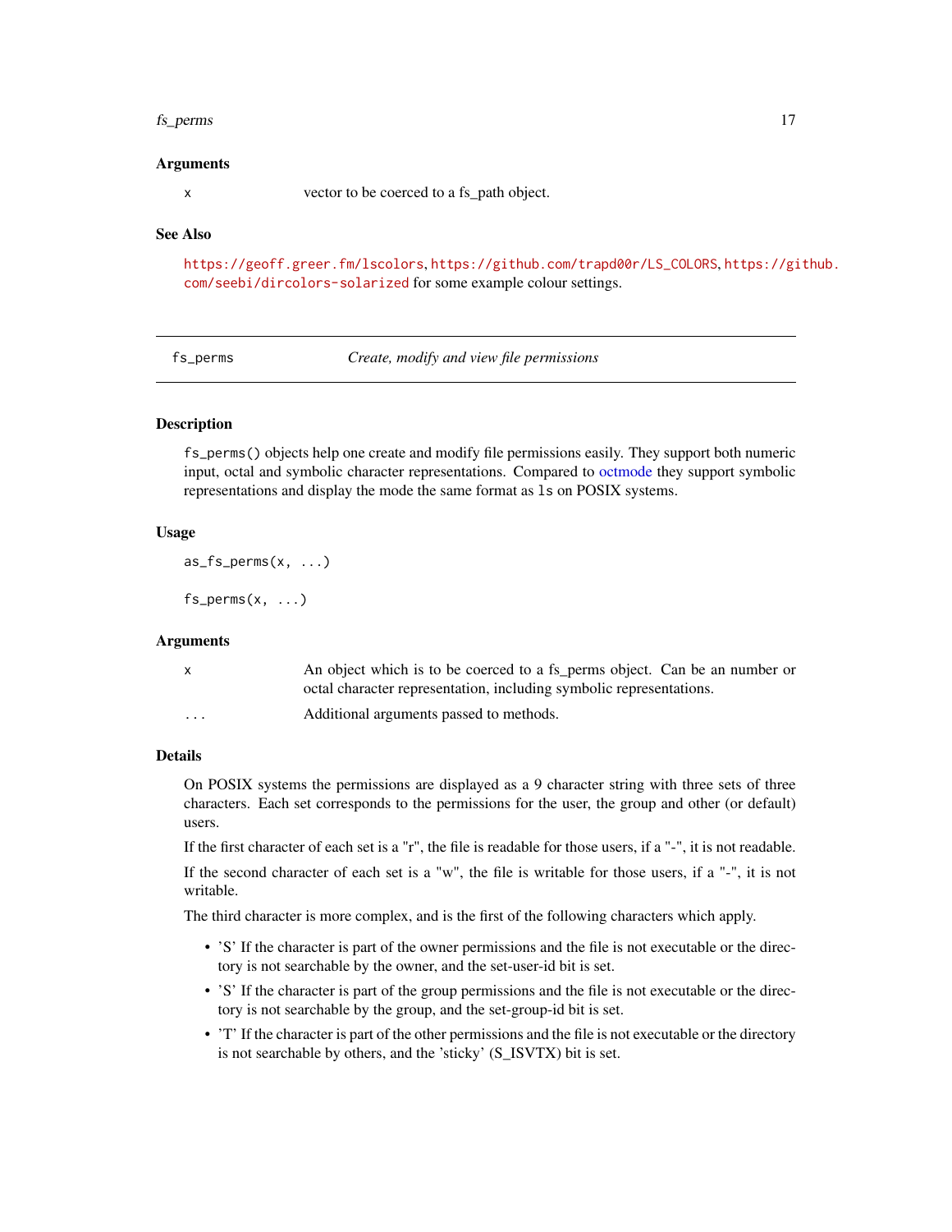### Arguments

| | |
|---|---|
| `x` | vector to be coerced to a fs_path object. |

### See Also

https://geoff.greer.fm/lscolors, https://github.com/trapd00r/LS_COLORS, https://github.com/seebi/dircolors-solarized for some example colour settings.

---

## fs_perms — *Create, modify and view file permissions*

---

### Description

`fs_perms()` objects help one create and modify file permissions easily. They support both numeric input, octal and symbolic character representations. Compared to octmode they support symbolic representations and display the mode the same format as `ls` on POSIX systems.

### Usage

```
as_fs_perms(x, ...)

fs_perms(x, ...)
```

### Arguments

| | |
|---|---|
| `x` | An object which is to be coerced to a fs_perms object. Can be an number or octal character representation, including symbolic representations. |
| `...` | Additional arguments passed to methods. |

### Details

On POSIX systems the permissions are displayed as a 9 character string with three sets of three characters. Each set corresponds to the permissions for the user, the group and other (or default) users.

If the first character of each set is a "r", the file is readable for those users, if a "-", it is not readable.

If the second character of each set is a "w", the file is writable for those users, if a "-", it is not writable.

The third character is more complex, and is the first of the following characters which apply.

- 'S' If the character is part of the owner permissions and the file is not executable or the directory is not searchable by the owner, and the set-user-id bit is set.
- 'S' If the character is part of the group permissions and the file is not executable or the directory is not searchable by the group, and the set-group-id bit is set.
- 'T' If the character is part of the other permissions and the file is not executable or the directory is not searchable by others, and the 'sticky' (S_ISVTX) bit is set.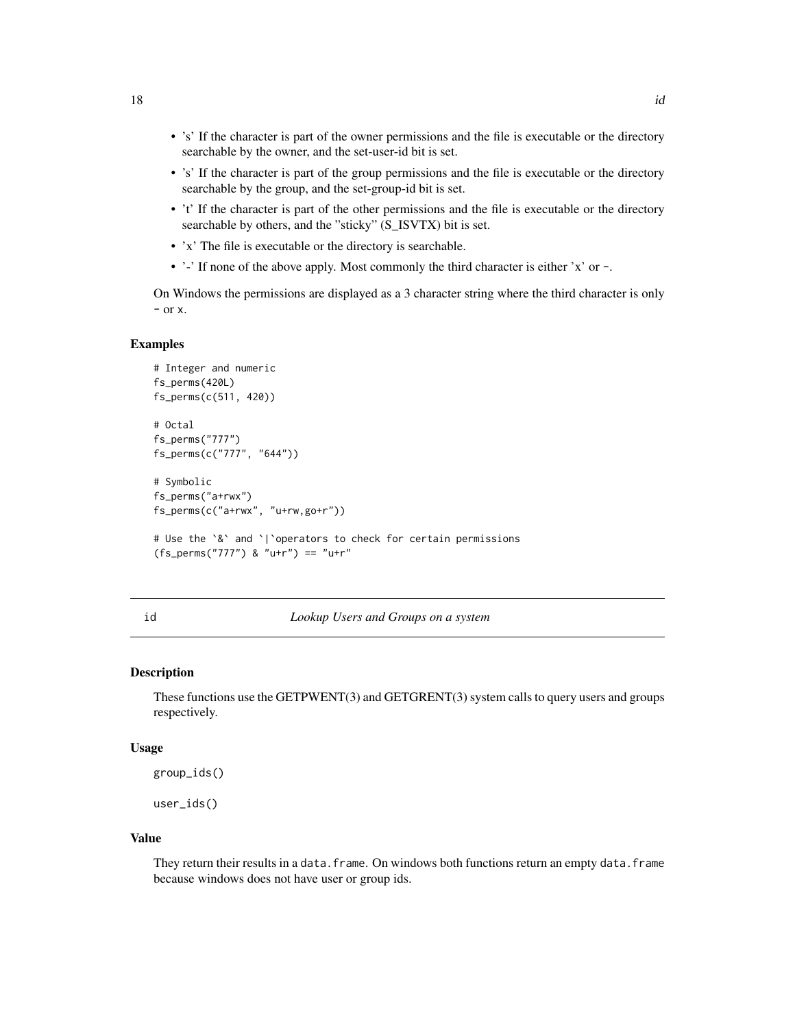- 's' If the character is part of the owner permissions and the file is executable or the directory searchable by the owner, and the set-user-id bit is set.
- 's' If the character is part of the group permissions and the file is executable or the directory searchable by the group, and the set-group-id bit is set.
- 't' If the character is part of the other permissions and the file is executable or the directory searchable by others, and the "sticky" (S_ISVTX) bit is set.
- 'x' The file is executable or the directory is searchable.
- '-' If none of the above apply. Most commonly the third character is either 'x' or `-`.

On Windows the permissions are displayed as a 3 character string where the third character is only `-` or `x`.

### Examples

```
# Integer and numeric
fs_perms(420L)
fs_perms(c(511, 420))

# Octal
fs_perms("777")
fs_perms(c("777", "644"))

# Symbolic
fs_perms("a+rwx")
fs_perms(c("a+rwx", "u+rw,go+r"))

# Use the `&` and `|`operators to check for certain permissions
(fs_perms("777") & "u+r") == "u+r"
```

---

## id — *Lookup Users and Groups on a system*

### Description

These functions use the GETPWENT(3) and GETGRENT(3) system calls to query users and groups respectively.

### Usage

```
group_ids()

user_ids()
```

### Value

They return their results in a `data.frame`. On windows both functions return an empty `data.frame` because windows does not have user or group ids.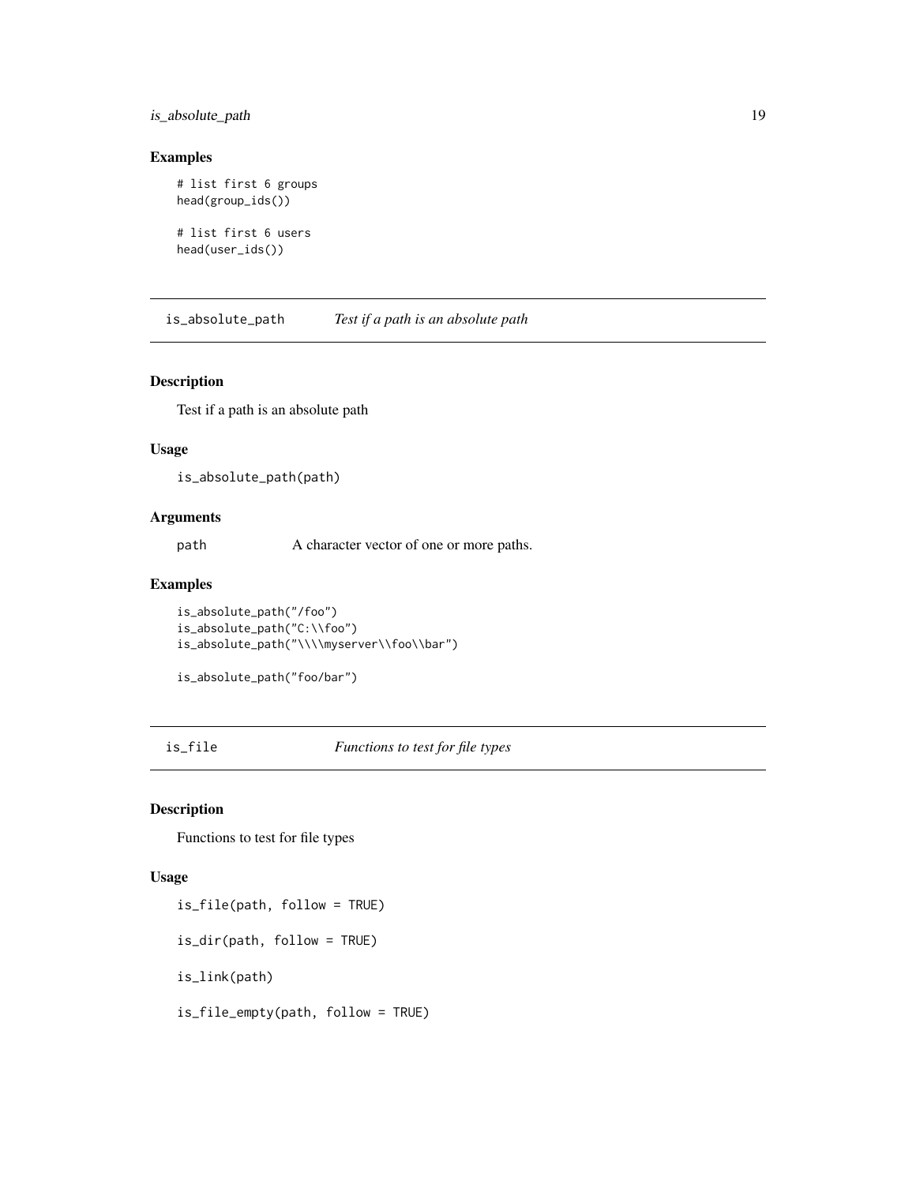## Examples

```
# list first 6 groups
head(group_ids())

# list first 6 users
head(user_ids())
```

---

## is_absolute_path *Test if a path is an absolute path*

---

### Description

Test if a path is an absolute path

### Usage

```
is_absolute_path(path)
```

### Arguments

| | |
|---|---|
| path | A character vector of one or more paths. |

### Examples

```
is_absolute_path("/foo")
is_absolute_path("C:\\foo")
is_absolute_path("\\\\myserver\\foo\\bar")

is_absolute_path("foo/bar")
```

---

## is_file *Functions to test for file types*

---

### Description

Functions to test for file types

### Usage

```
is_file(path, follow = TRUE)

is_dir(path, follow = TRUE)

is_link(path)

is_file_empty(path, follow = TRUE)
```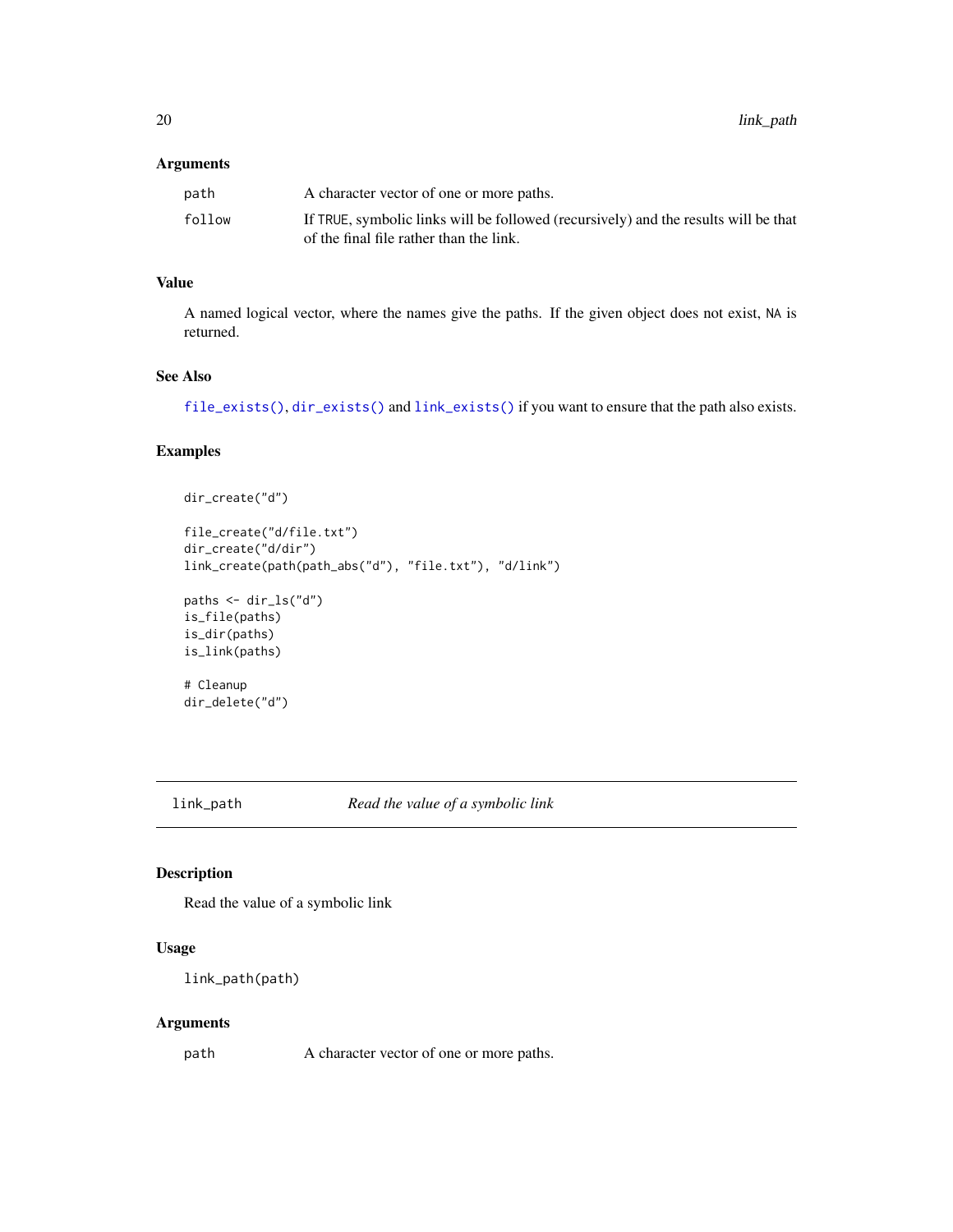### Arguments

| | |
|---|---|
| `path` | A character vector of one or more paths. |
| `follow` | If `TRUE`, symbolic links will be followed (recursively) and the results will be that of the final file rather than the link. |

### Value

A named logical vector, where the names give the paths. If the given object does not exist, `NA` is returned.

### See Also

`file_exists()`, `dir_exists()` and `link_exists()` if you want to ensure that the path also exists.

### Examples

```
dir_create("d")

file_create("d/file.txt")
dir_create("d/dir")
link_create(path(path_abs("d"), "file.txt"), "d/link")

paths <- dir_ls("d")
is_file(paths)
is_dir(paths)
is_link(paths)

# Cleanup
dir_delete("d")
```

---

## `link_path` *Read the value of a symbolic link*

---

### Description

Read the value of a symbolic link

### Usage

```
link_path(path)
```

### Arguments

| | |
|---|---|
| `path` | A character vector of one or more paths. |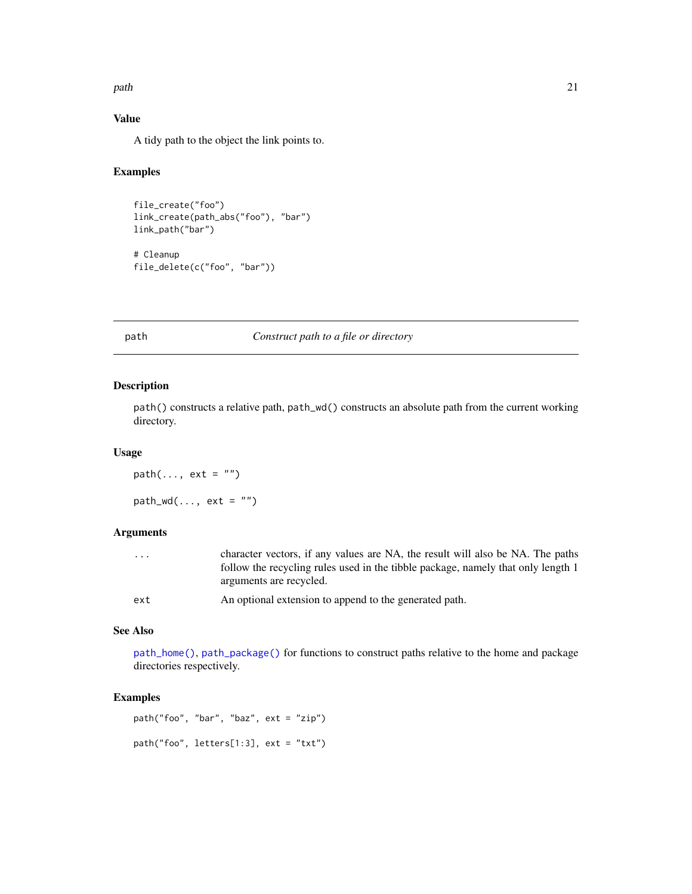### Value

A tidy path to the object the link points to.

### Examples

```
file_create("foo")
link_create(path_abs("foo"), "bar")
link_path("bar")

# Cleanup
file_delete(c("foo", "bar"))
```

---

## path — *Construct path to a file or directory*

---

### Description

`path()` constructs a relative path, `path_wd()` constructs an absolute path from the current working directory.

### Usage

```
path(..., ext = "")

path_wd(..., ext = "")
```

### Arguments

| | |
|---|---|
| `...` | character vectors, if any values are NA, the result will also be NA. The paths follow the recycling rules used in the tibble package, namely that only length 1 arguments are recycled. |
| `ext` | An optional extension to append to the generated path. |

### See Also

`path_home()`, `path_package()` for functions to construct paths relative to the home and package directories respectively.

### Examples

```
path("foo", "bar", "baz", ext = "zip")

path("foo", letters[1:3], ext = "txt")
```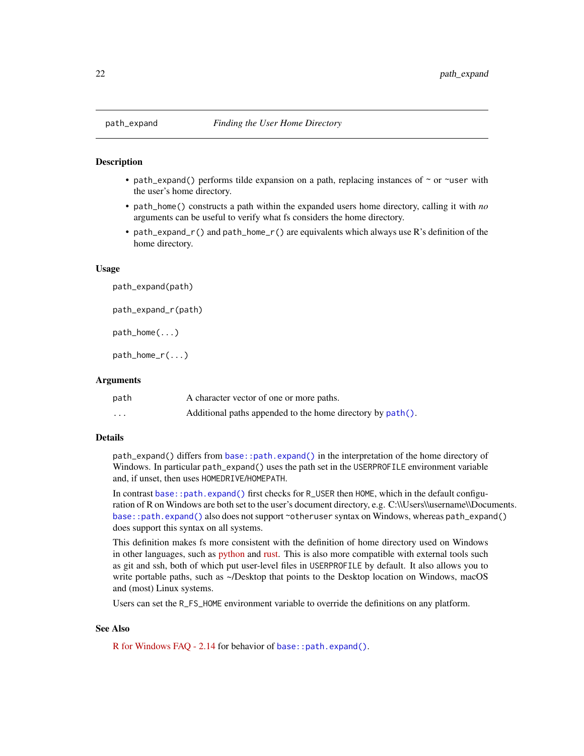## path_expand — *Finding the User Home Directory*

### Description

- `path_expand()` performs tilde expansion on a path, replacing instances of `~` or `~user` with the user's home directory.
- `path_home()` constructs a path within the expanded users home directory, calling it with *no* arguments can be useful to verify what fs considers the home directory.
- `path_expand_r()` and `path_home_r()` are equivalents which always use R's definition of the home directory.

### Usage

```
path_expand(path)

path_expand_r(path)

path_home(...)

path_home_r(...)
```

### Arguments

| | |
|---|---|
| `path` | A character vector of one or more paths. |
| `...` | Additional paths appended to the home directory by `path()`. |

### Details

`path_expand()` differs from `base::path.expand()` in the interpretation of the home directory of Windows. In particular `path_expand()` uses the path set in the `USERPROFILE` environment variable and, if unset, then uses `HOMEDRIVE`/`HOMEPATH`.

In contrast `base::path.expand()` first checks for `R_USER` then `HOME`, which in the default configuration of R on Windows are both set to the user's document directory, e.g. C:\\Users\\username\\Documents. `base::path.expand()` also does not support `~otheruser` syntax on Windows, whereas `path_expand()` does support this syntax on all systems.

This definition makes fs more consistent with the definition of home directory used on Windows in other languages, such as python and rust. This is also more compatible with external tools such as git and ssh, both of which put user-level files in `USERPROFILE` by default. It also allows you to write portable paths, such as ~/Desktop that points to the Desktop location on Windows, macOS and (most) Linux systems.

Users can set the `R_FS_HOME` environment variable to override the definitions on any platform.

### See Also

R for Windows FAQ - 2.14 for behavior of `base::path.expand()`.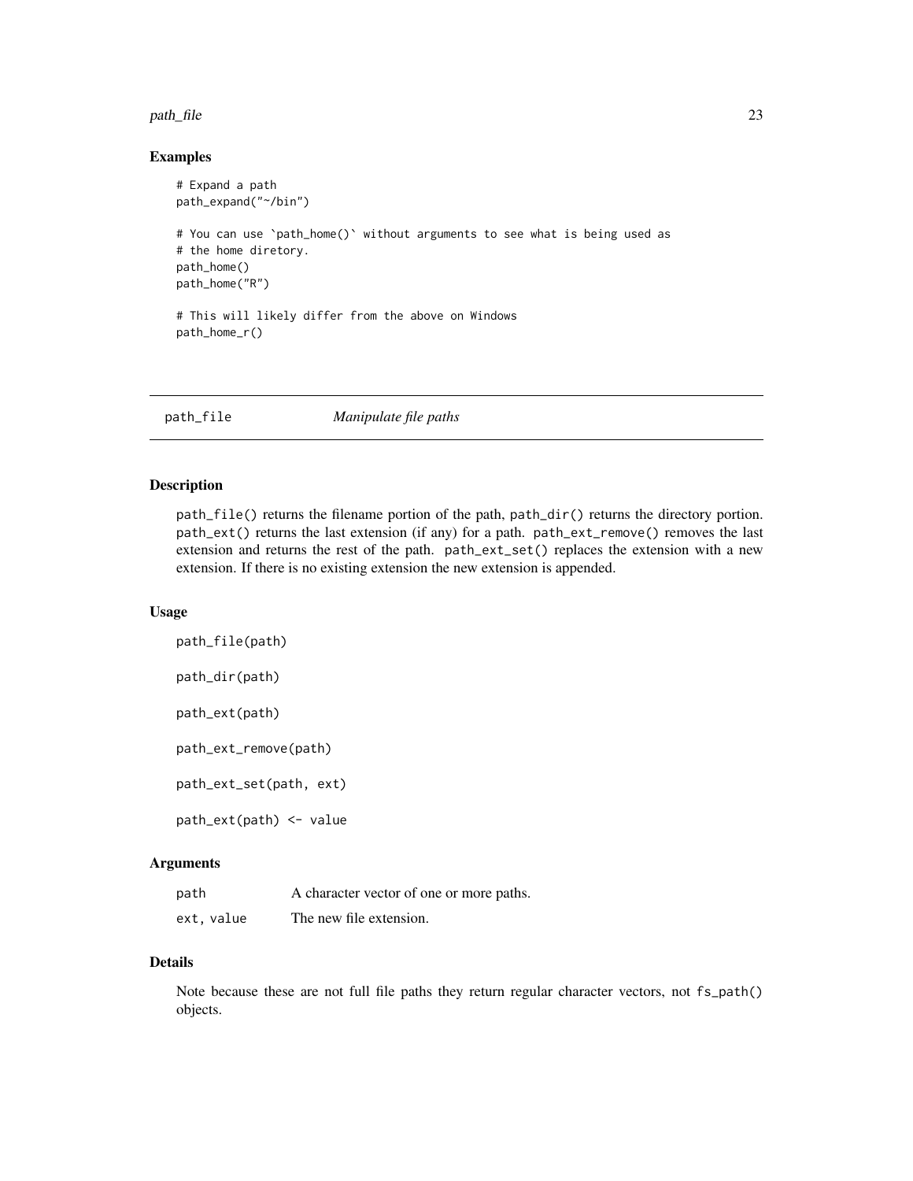## Examples

```
# Expand a path
path_expand("~/bin")

# You can use `path_home()` without arguments to see what is being used as
# the home diretory.
path_home()
path_home("R")

# This will likely differ from the above on Windows
path_home_r()
```

---

## path_file    *Manipulate file paths*

---

### Description

path_file() returns the filename portion of the path, path_dir() returns the directory portion. path_ext() returns the last extension (if any) for a path. path_ext_remove() removes the last extension and returns the rest of the path. path_ext_set() replaces the extension with a new extension. If there is no existing extension the new extension is appended.

### Usage

```
path_file(path)

path_dir(path)

path_ext(path)

path_ext_remove(path)

path_ext_set(path, ext)

path_ext(path) <- value
```

### Arguments

| | |
|---|---|
| path | A character vector of one or more paths. |
| ext, value | The new file extension. |

### Details

Note because these are not full file paths they return regular character vectors, not fs_path() objects.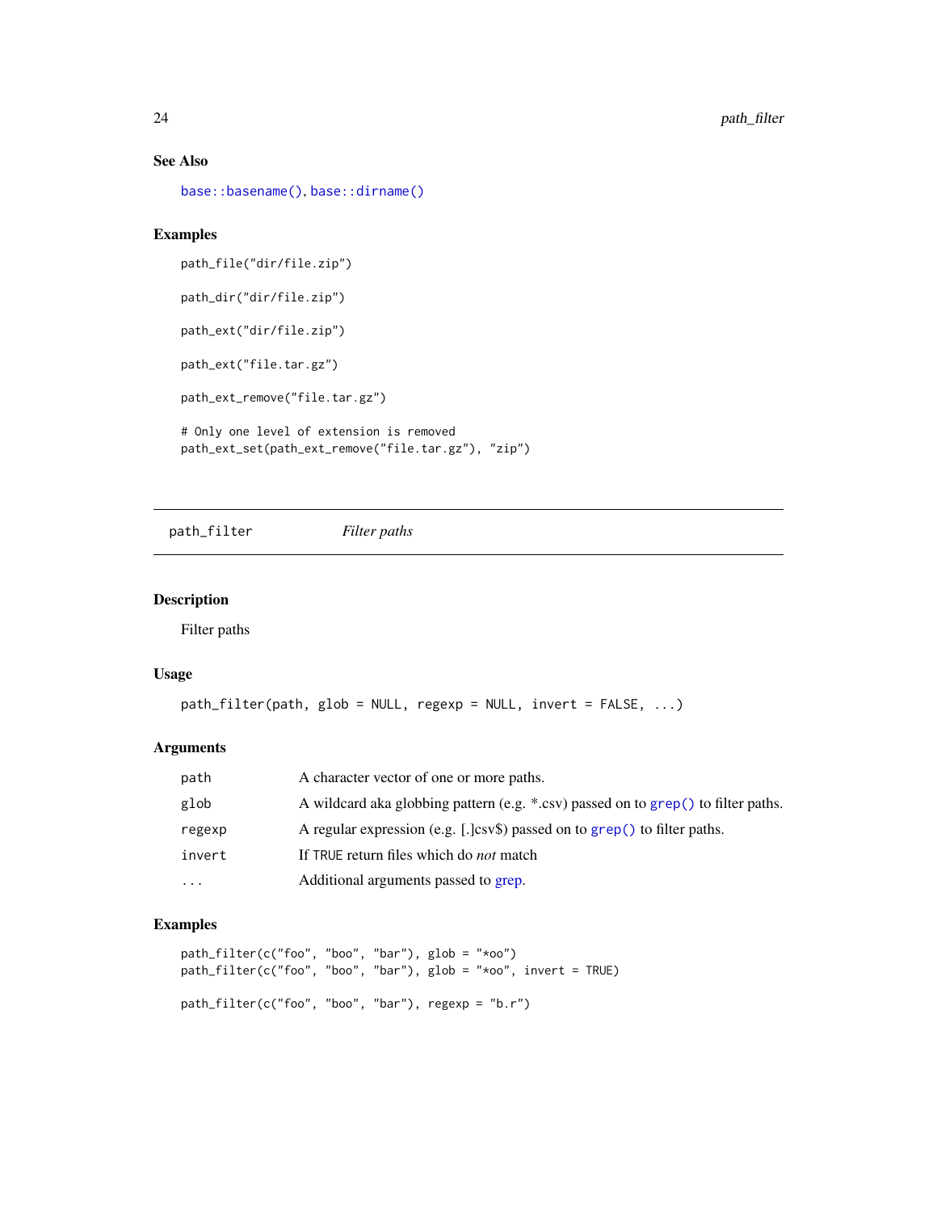### See Also

`base::basename()`, `base::dirname()`

### Examples

```
path_file("dir/file.zip")

path_dir("dir/file.zip")

path_ext("dir/file.zip")

path_ext("file.tar.gz")

path_ext_remove("file.tar.gz")

# Only one level of extension is removed
path_ext_set(path_ext_remove("file.tar.gz"), "zip")
```

---

## path_filter — *Filter paths*

---

### Description

Filter paths

### Usage

```
path_filter(path, glob = NULL, regexp = NULL, invert = FALSE, ...)
```

### Arguments

| | |
|---|---|
| `path` | A character vector of one or more paths. |
| `glob` | A wildcard aka globbing pattern (e.g. *.csv) passed on to `grep()` to filter paths. |
| `regexp` | A regular expression (e.g. [.]csv$) passed on to `grep()` to filter paths. |
| `invert` | If `TRUE` return files which do *not* match |
| `...` | Additional arguments passed to grep. |

### Examples

```
path_filter(c("foo", "boo", "bar"), glob = "*oo")
path_filter(c("foo", "boo", "bar"), glob = "*oo", invert = TRUE)

path_filter(c("foo", "boo", "bar"), regexp = "b.r")
```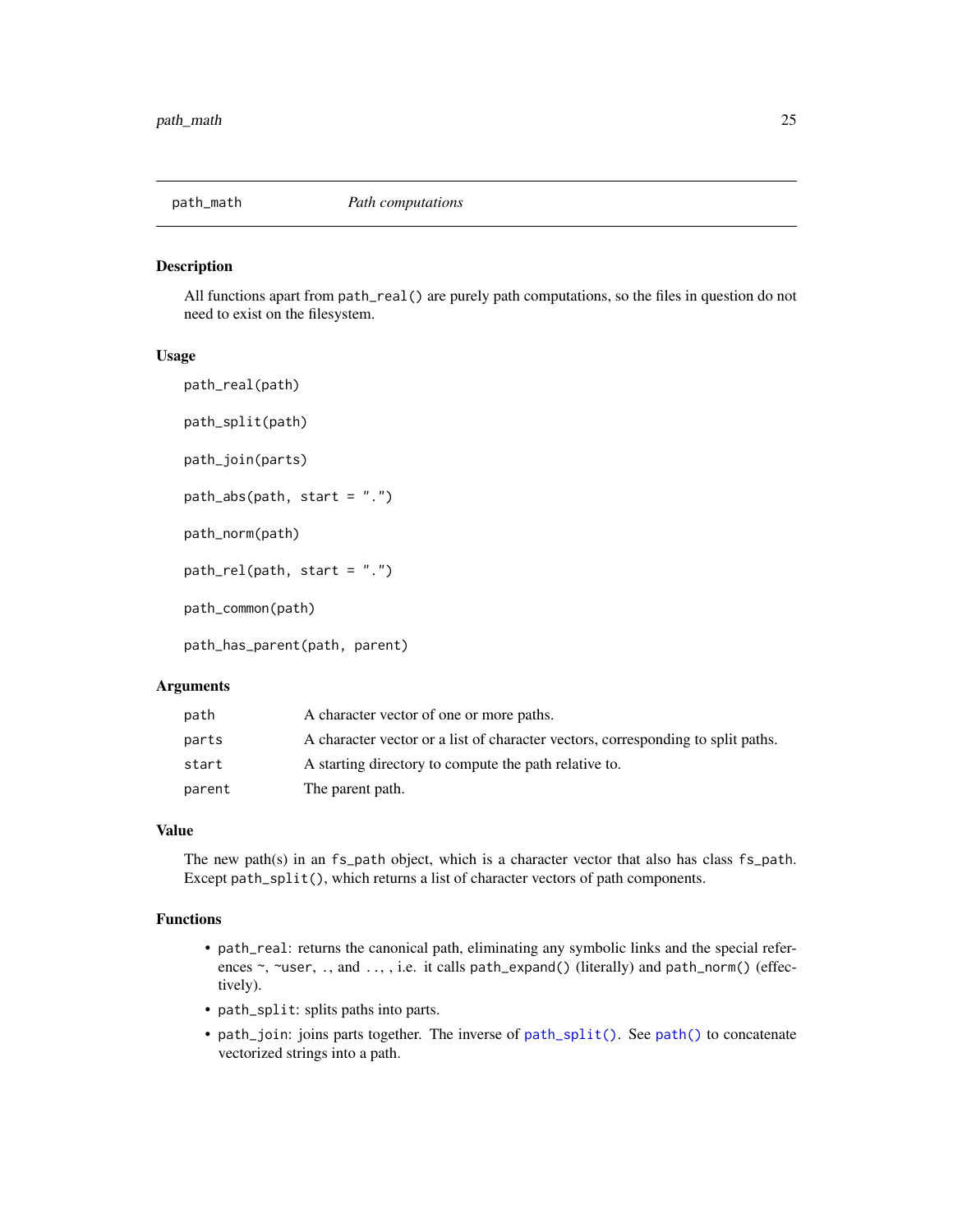## path_math — *Path computations*

### Description

All functions apart from `path_real()` are purely path computations, so the files in question do not need to exist on the filesystem.

### Usage

```
path_real(path)

path_split(path)

path_join(parts)

path_abs(path, start = ".")

path_norm(path)

path_rel(path, start = ".")

path_common(path)

path_has_parent(path, parent)
```

### Arguments

| | |
|---|---|
| `path` | A character vector of one or more paths. |
| `parts` | A character vector or a list of character vectors, corresponding to split paths. |
| `start` | A starting directory to compute the path relative to. |
| `parent` | The parent path. |

### Value

The new path(s) in an `fs_path` object, which is a character vector that also has class `fs_path`. Except `path_split()`, which returns a list of character vectors of path components.

### Functions

- `path_real`: returns the canonical path, eliminating any symbolic links and the special references `~`, `~user`, `.`, and `..`, , i.e. it calls `path_expand()` (literally) and `path_norm()` (effectively).
- `path_split`: splits paths into parts.
- `path_join`: joins parts together. The inverse of `path_split()`. See `path()` to concatenate vectorized strings into a path.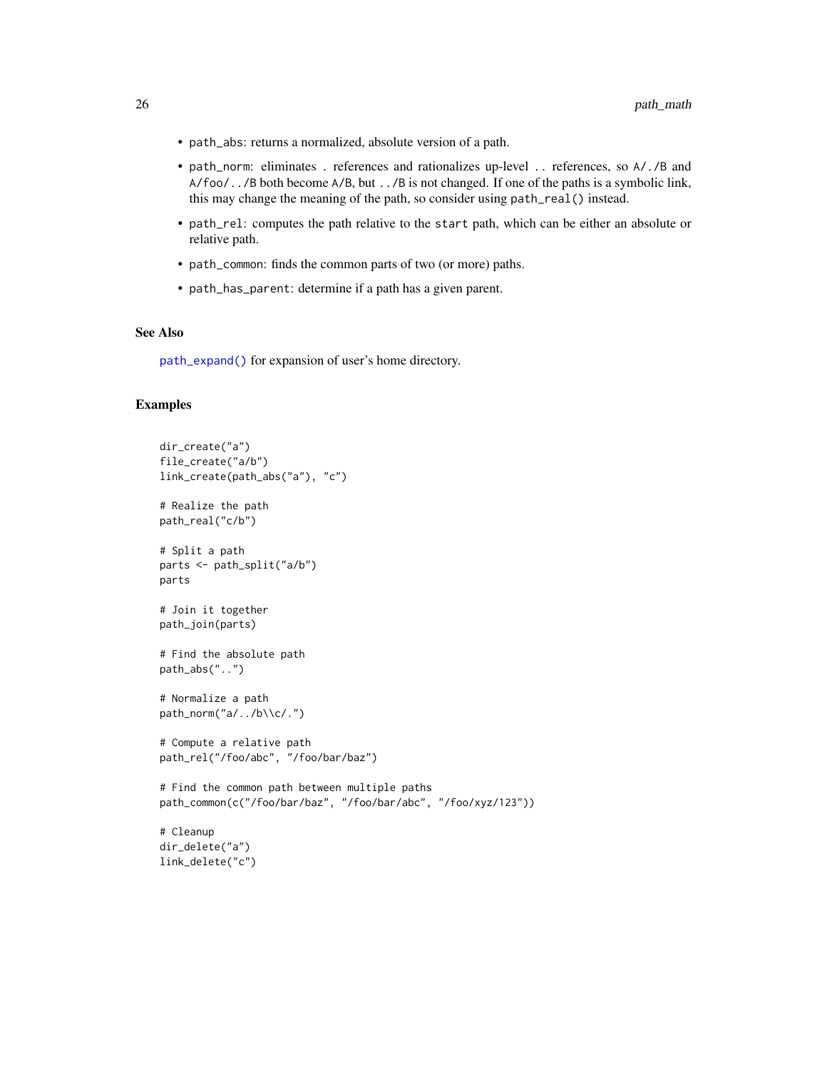- `path_abs`: returns a normalized, absolute version of a path.
- `path_norm`: eliminates `.` references and rationalizes up-level `..` references, so `A/./B` and `A/foo/../B` both become `A/B`, but `../B` is not changed. If one of the paths is a symbolic link, this may change the meaning of the path, so consider using `path_real()` instead.
- `path_rel`: computes the path relative to the `start` path, which can be either an absolute or relative path.
- `path_common`: finds the common parts of two (or more) paths.
- `path_has_parent`: determine if a path has a given parent.

### See Also

`path_expand()` for expansion of user's home directory.

### Examples

```
dir_create("a")
file_create("a/b")
link_create(path_abs("a"), "c")

# Realize the path
path_real("c/b")

# Split a path
parts <- path_split("a/b")
parts

# Join it together
path_join(parts)

# Find the absolute path
path_abs("..")

# Normalize a path
path_norm("a/../b\\c/.")

# Compute a relative path
path_rel("/foo/abc", "/foo/bar/baz")

# Find the common path between multiple paths
path_common(c("/foo/bar/baz", "/foo/bar/abc", "/foo/xyz/123"))

# Cleanup
dir_delete("a")
link_delete("c")
```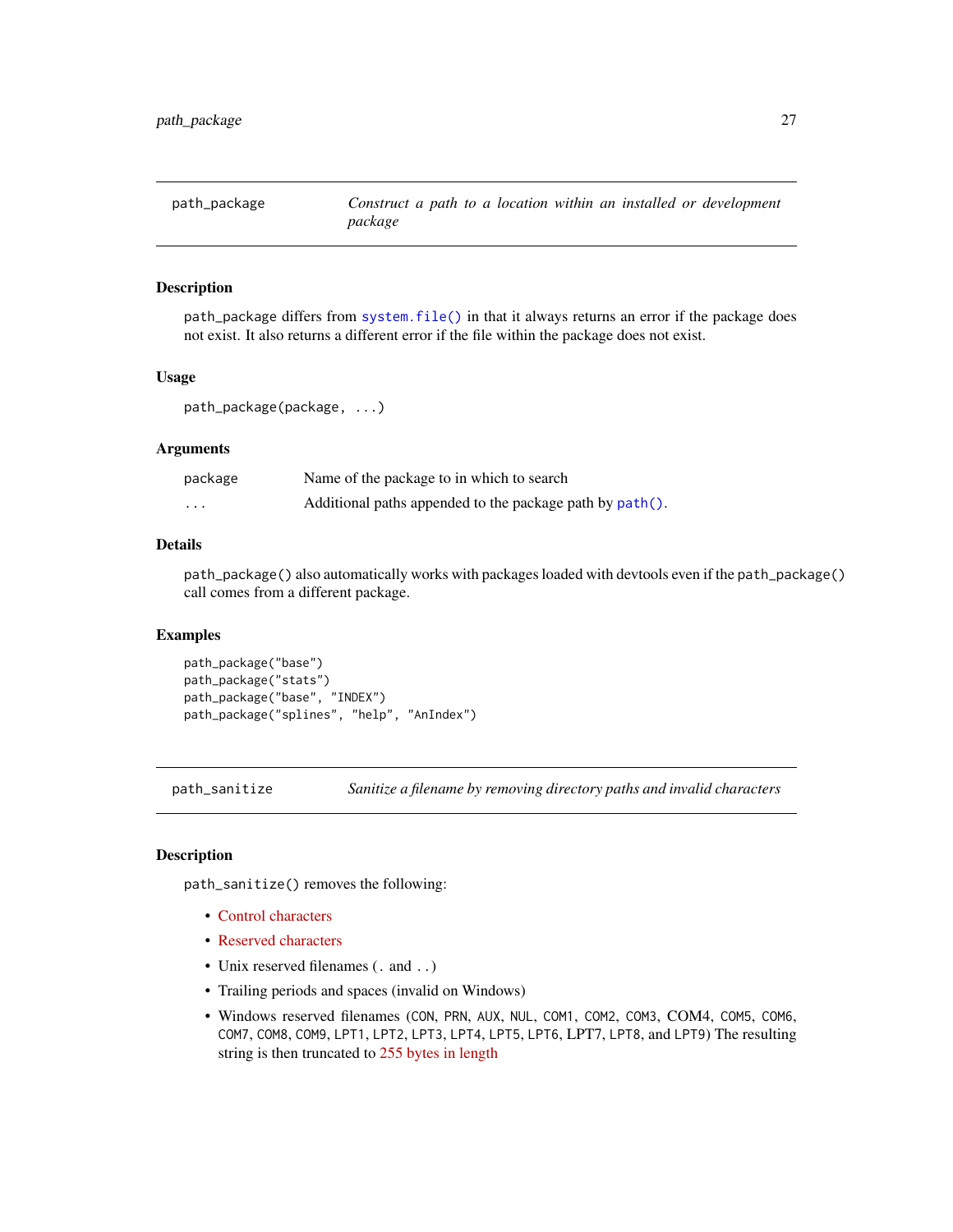## path_package — *Construct a path to a location within an installed or development package*

### Description

path_package differs from `system.file()` in that it always returns an error if the package does not exist. It also returns a different error if the file within the package does not exist.

### Usage

```
path_package(package, ...)
```

### Arguments

| | |
|---|---|
| package | Name of the package to in which to search |
| ... | Additional paths appended to the package path by `path()`. |

### Details

`path_package()` also automatically works with packages loaded with devtools even if the `path_package()` call comes from a different package.

### Examples

```
path_package("base")
path_package("stats")
path_package("base", "INDEX")
path_package("splines", "help", "AnIndex")
```

## path_sanitize — *Sanitize a filename by removing directory paths and invalid characters*

### Description

`path_sanitize()` removes the following:

- Control characters
- Reserved characters
- Unix reserved filenames (`.` and `..`)
- Trailing periods and spaces (invalid on Windows)
- Windows reserved filenames (`CON`, `PRN`, `AUX`, `NUL`, `COM1`, `COM2`, `COM3`, `COM4`, `COM5`, `COM6`, `COM7`, `COM8`, `COM9`, `LPT1`, `LPT2`, `LPT3`, `LPT4`, `LPT5`, `LPT6`, `LPT7`, `LPT8`, and `LPT9`) The resulting string is then truncated to 255 bytes in length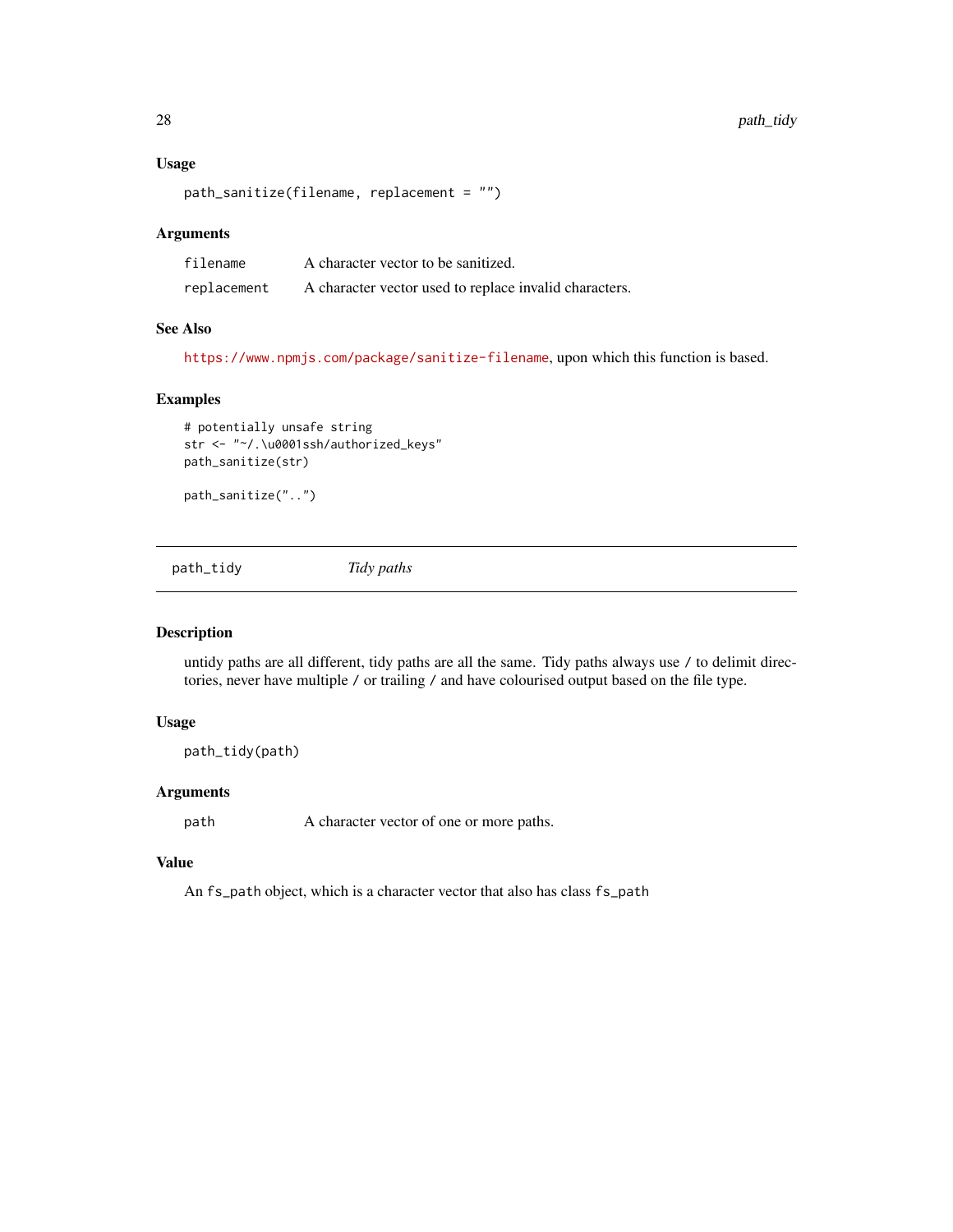### Usage

```
path_sanitize(filename, replacement = "")
```

### Arguments

| | |
|---|---|
| filename | A character vector to be sanitized. |
| replacement | A character vector used to replace invalid characters. |

### See Also

https://www.npmjs.com/package/sanitize-filename, upon which this function is based.

### Examples

```
# potentially unsafe string
str <- "~/.\u0001ssh/authorized_keys"
path_sanitize(str)

path_sanitize("..")
```

---

## path_tidy *Tidy paths*

---

### Description

untidy paths are all different, tidy paths are all the same. Tidy paths always use / to delimit directories, never have multiple / or trailing / and have colourised output based on the file type.

### Usage

```
path_tidy(path)
```

### Arguments

| | |
|---|---|
| path | A character vector of one or more paths. |

### Value

An `fs_path` object, which is a character vector that also has class `fs_path`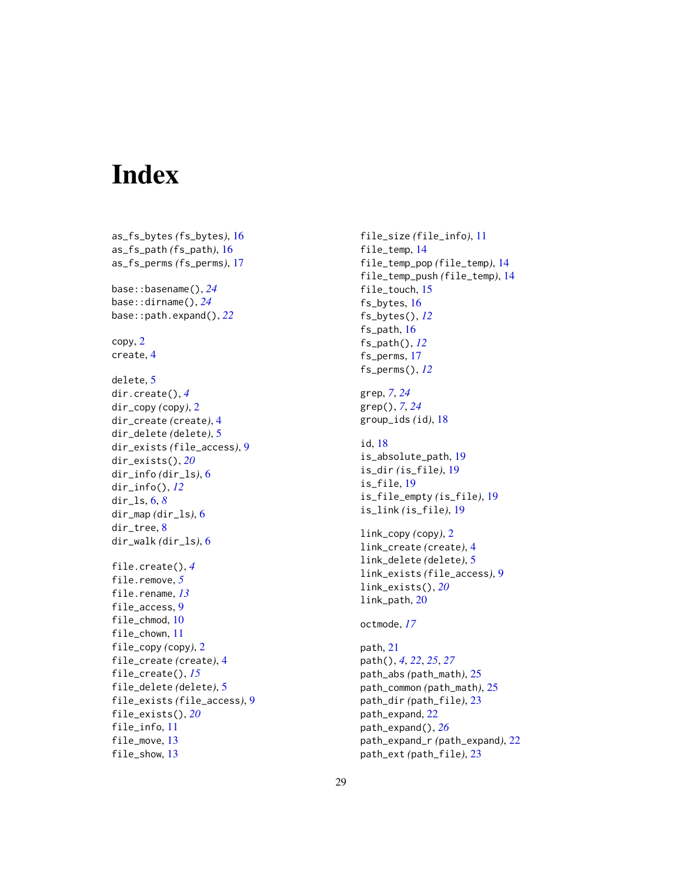# Index

as_fs_bytes (fs_bytes), 16
as_fs_path (fs_path), 16
as_fs_perms (fs_perms), 17

base::basename(), *24*
base::dirname(), *24*
base::path.expand(), *22*

copy, 2
create, 4

delete, 5
dir.create(), *4*
dir_copy (copy), 2
dir_create (create), 4
dir_delete (delete), 5
dir_exists (file_access), 9
dir_exists(), *20*
dir_info (dir_ls), 6
dir_info(), *12*
dir_ls, 6, *8*
dir_map (dir_ls), 6
dir_tree, 8
dir_walk (dir_ls), 6

file.create(), *4*
file.remove, *5*
file.rename, *13*
file_access, 9
file_chmod, 10
file_chown, 11
file_copy (copy), 2
file_create (create), 4
file_create(), *15*
file_delete (delete), 5
file_exists (file_access), 9
file_exists(), *20*
file_info, 11
file_move, 13
file_show, 13
file_size (file_info), 11
file_temp, 14
file_temp_pop (file_temp), 14
file_temp_push (file_temp), 14
file_touch, 15
fs_bytes, 16
fs_bytes(), *12*
fs_path, 16
fs_path(), *12*
fs_perms, 17
fs_perms(), *12*

grep, *7*, *24*
grep(), *7*, *24*
group_ids (id), 18

id, 18
is_absolute_path, 19
is_dir (is_file), 19
is_file, 19
is_file_empty (is_file), 19
is_link (is_file), 19

link_copy (copy), 2
link_create (create), 4
link_delete (delete), 5
link_exists (file_access), 9
link_exists(), *20*
link_path, 20

octmode, *17*

path, 21
path(), *4*, *22*, *25*, *27*
path_abs (path_math), 25
path_common (path_math), 25
path_dir (path_file), 23
path_expand, 22
path_expand(), *26*
path_expand_r (path_expand), 22
path_ext (path_file), 23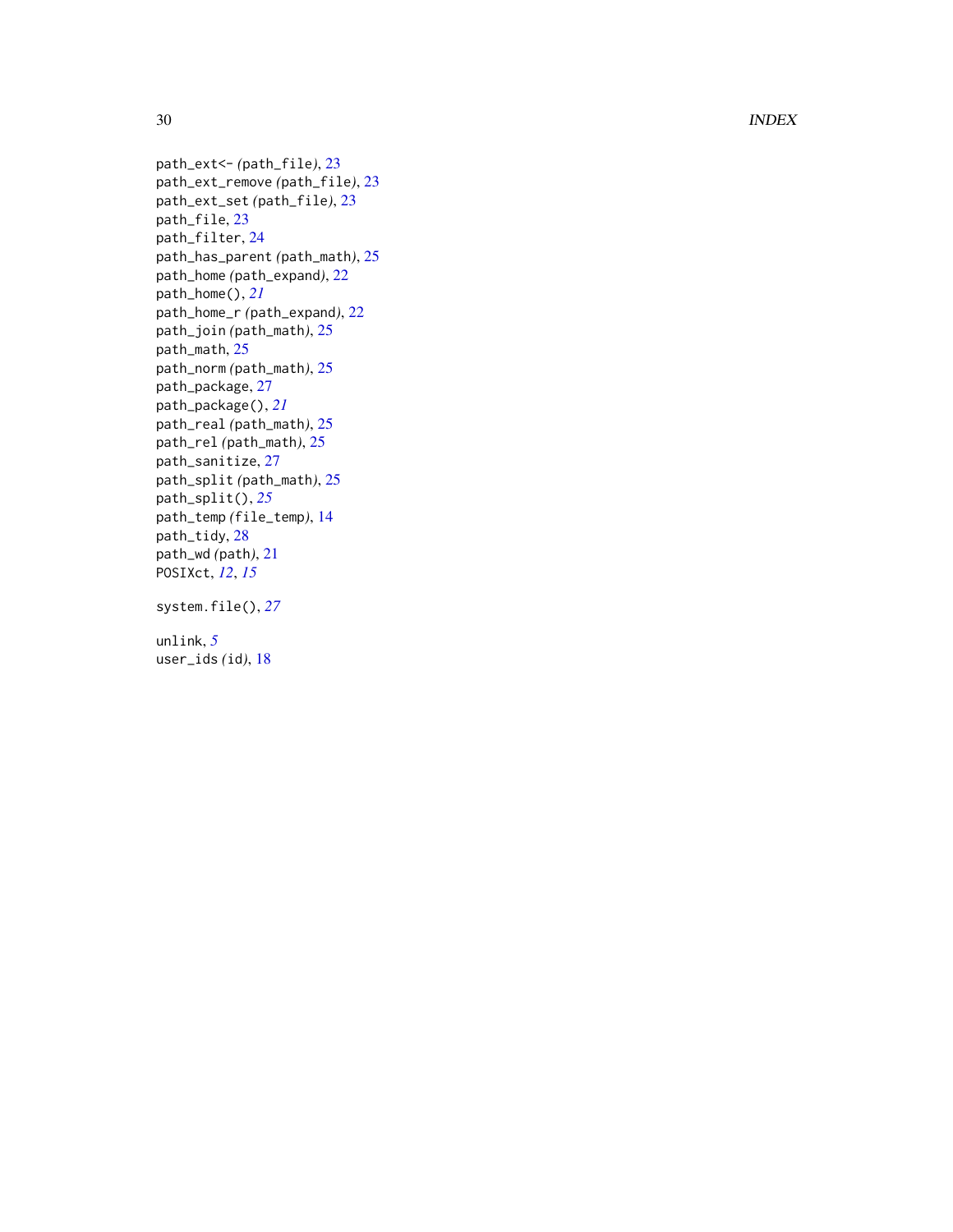path_ext<- *(path_file)*, 23
path_ext_remove *(path_file)*, 23
path_ext_set *(path_file)*, 23
path_file, 23
path_filter, 24
path_has_parent *(path_math)*, 25
path_home *(path_expand)*, 22
path_home(), *21*
path_home_r *(path_expand)*, 22
path_join *(path_math)*, 25
path_math, 25
path_norm *(path_math)*, 25
path_package, 27
path_package(), *21*
path_real *(path_math)*, 25
path_rel *(path_math)*, 25
path_sanitize, 27
path_split *(path_math)*, 25
path_split(), *25*
path_temp *(file_temp)*, 14
path_tidy, 28
path_wd *(path)*, 21
POSIXct, *12*, *15*

system.file(), *27*

unlink, *5*
user_ids *(id)*, 18